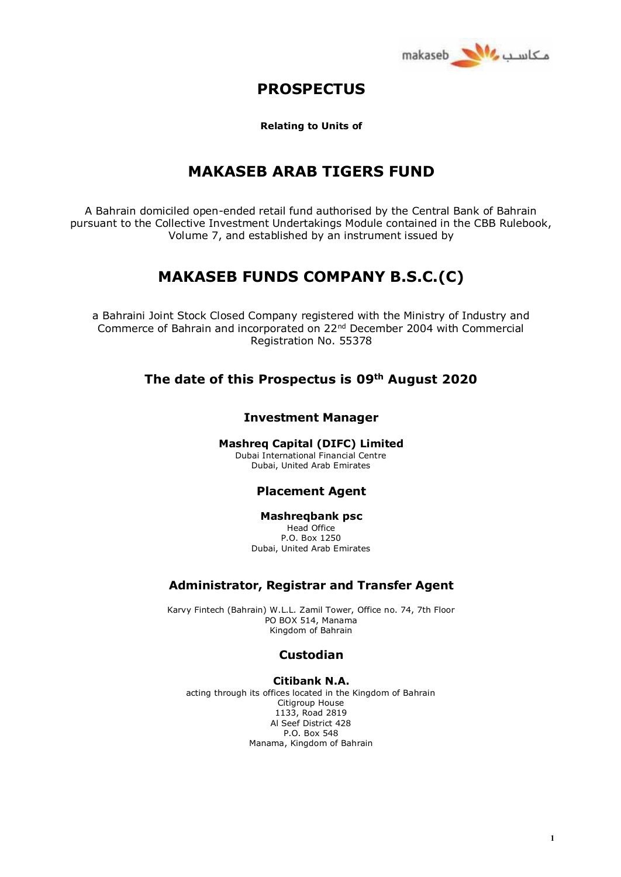# PROSPECTUS

**Relating to Units of**

# MAKASEB ARAB TIGERS FUND

A Bahrain domiciled open-ended retail fund authorised by the Central Bank of Bahrain pursuant to the Collective Investment Undertakings Module contained in the CBB Rulebook, Volume 7, and established by an instrument issued by

# MAKASEB FUNDS COMPANY B.S.C.(C)

a Bahraini Joint Stock Closed Company registered with the Ministry of Industry and Commerce of Bahrain and incorporated on 22nd December 2004 with Commercial Registration No. 55378

## The date of this Prospectus is 09th August 2020

### Investment Manager

**Mashreq Capital (DIFC) Limited**
Dubai International Financial Centre
Dubai, United Arab Emirates

### Placement Agent

**Mashreqbank psc**
Head Office
P.O. Box 1250
Dubai, United Arab Emirates

### Administrator, Registrar and Transfer Agent

Karvy Fintech (Bahrain) W.L.L. Zamil Tower, Office no. 74, 7th Floor
PO BOX 514, Manama
Kingdom of Bahrain

### Custodian

**Citibank N.A.**
acting through its offices located in the Kingdom of Bahrain
Citigroup House
1133, Road 2819
Al Seef District 428
P.O. Box 548
Manama, Kingdom of Bahrain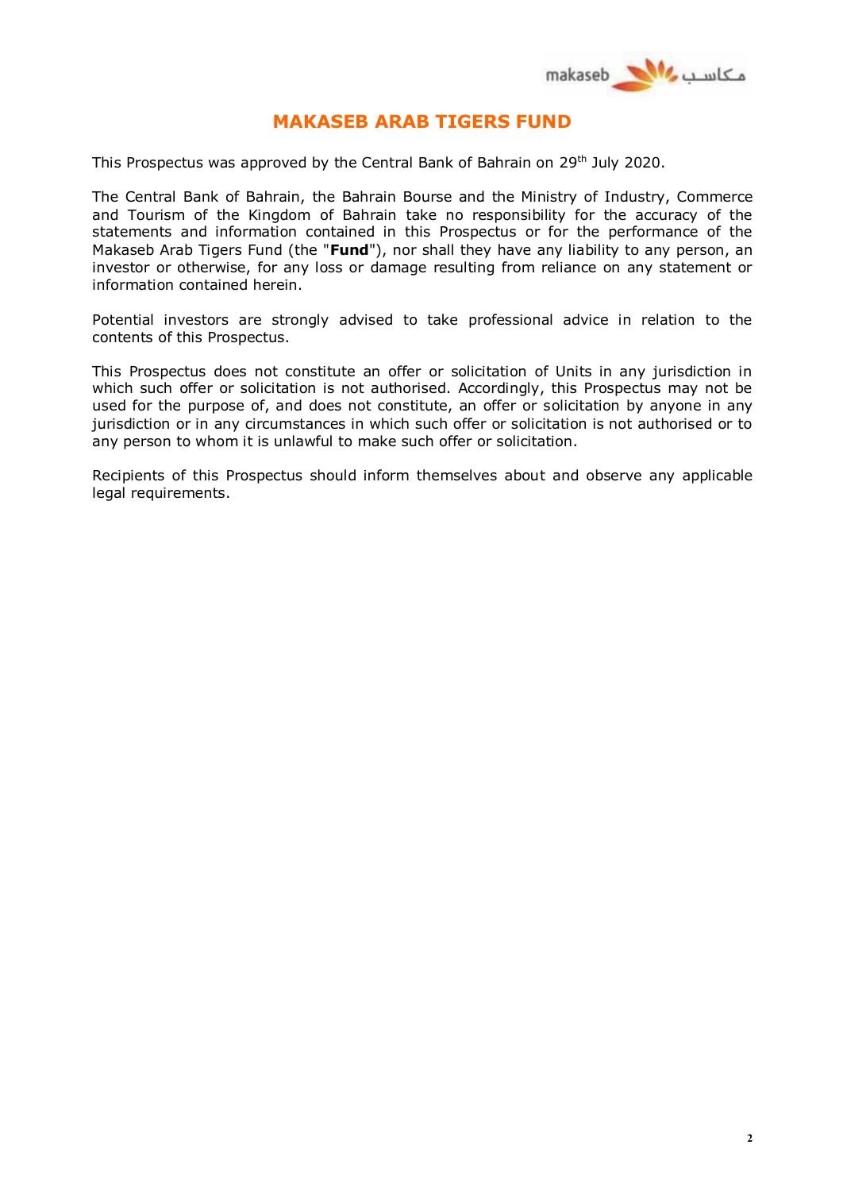# MAKASEB ARAB TIGERS FUND

This Prospectus was approved by the Central Bank of Bahrain on 29th July 2020.

The Central Bank of Bahrain, the Bahrain Bourse and the Ministry of Industry, Commerce and Tourism of the Kingdom of Bahrain take no responsibility for the accuracy of the statements and information contained in this Prospectus or for the performance of the Makaseb Arab Tigers Fund (the "**Fund**"), nor shall they have any liability to any person, an investor or otherwise, for any loss or damage resulting from reliance on any statement or information contained herein.

Potential investors are strongly advised to take professional advice in relation to the contents of this Prospectus.

This Prospectus does not constitute an offer or solicitation of Units in any jurisdiction in which such offer or solicitation is not authorised. Accordingly, this Prospectus may not be used for the purpose of, and does not constitute, an offer or solicitation by anyone in any jurisdiction or in any circumstances in which such offer or solicitation is not authorised or to any person to whom it is unlawful to make such offer or solicitation.

Recipients of this Prospectus should inform themselves about and observe any applicable legal requirements.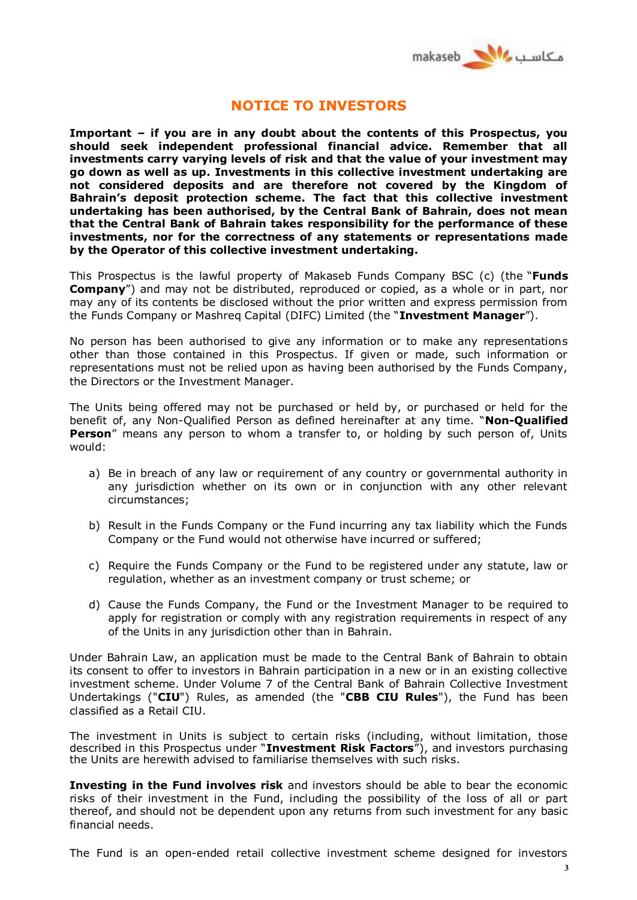# NOTICE TO INVESTORS

**Important – if you are in any doubt about the contents of this Prospectus, you should seek independent professional financial advice. Remember that all investments carry varying levels of risk and that the value of your investment may go down as well as up. Investments in this collective investment undertaking are not considered deposits and are therefore not covered by the Kingdom of Bahrain's deposit protection scheme. The fact that this collective investment undertaking has been authorised, by the Central Bank of Bahrain, does not mean that the Central Bank of Bahrain takes responsibility for the performance of these investments, nor for the correctness of any statements or representations made by the Operator of this collective investment undertaking.**

This Prospectus is the lawful property of Makaseb Funds Company BSC (c) (the "**Funds Company**") and may not be distributed, reproduced or copied, as a whole or in part, nor may any of its contents be disclosed without the prior written and express permission from the Funds Company or Mashreq Capital (DIFC) Limited (the "**Investment Manager**").

No person has been authorised to give any information or to make any representations other than those contained in this Prospectus. If given or made, such information or representations must not be relied upon as having been authorised by the Funds Company, the Directors or the Investment Manager.

The Units being offered may not be purchased or held by, or purchased or held for the benefit of, any Non-Qualified Person as defined hereinafter at any time. "**Non-Qualified Person**" means any person to whom a transfer to, or holding by such person of, Units would:

a) Be in breach of any law or requirement of any country or governmental authority in any jurisdiction whether on its own or in conjunction with any other relevant circumstances;

b) Result in the Funds Company or the Fund incurring any tax liability which the Funds Company or the Fund would not otherwise have incurred or suffered;

c) Require the Funds Company or the Fund to be registered under any statute, law or regulation, whether as an investment company or trust scheme; or

d) Cause the Funds Company, the Fund or the Investment Manager to be required to apply for registration or comply with any registration requirements in respect of any of the Units in any jurisdiction other than in Bahrain.

Under Bahrain Law, an application must be made to the Central Bank of Bahrain to obtain its consent to offer to investors in Bahrain participation in a new or in an existing collective investment scheme. Under Volume 7 of the Central Bank of Bahrain Collective Investment Undertakings ("**CIU**") Rules, as amended (the "**CBB CIU Rules**"), the Fund has been classified as a Retail CIU.

The investment in Units is subject to certain risks (including, without limitation, those described in this Prospectus under "**Investment Risk Factors**"), and investors purchasing the Units are herewith advised to familiarise themselves with such risks.

**Investing in the Fund involves risk** and investors should be able to bear the economic risks of their investment in the Fund, including the possibility of the loss of all or part thereof, and should not be dependent upon any returns from such investment for any basic financial needs.

The Fund is an open-ended retail collective investment scheme designed for investors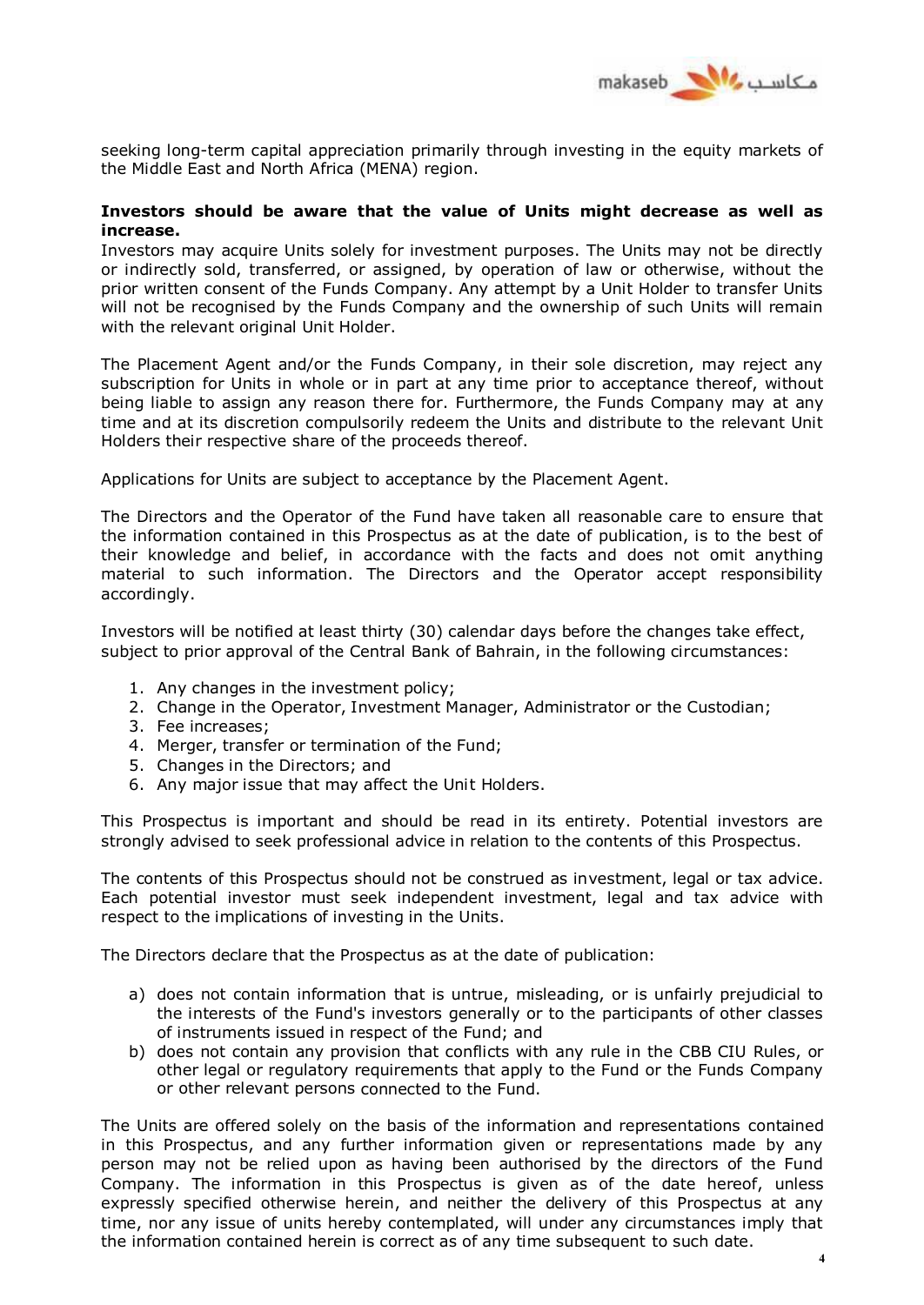seeking long-term capital appreciation primarily through investing in the equity markets of the Middle East and North Africa (MENA) region.

**Investors should be aware that the value of Units might decrease as well as increase.**

Investors may acquire Units solely for investment purposes. The Units may not be directly or indirectly sold, transferred, or assigned, by operation of law or otherwise, without the prior written consent of the Funds Company. Any attempt by a Unit Holder to transfer Units will not be recognised by the Funds Company and the ownership of such Units will remain with the relevant original Unit Holder.

The Placement Agent and/or the Funds Company, in their sole discretion, may reject any subscription for Units in whole or in part at any time prior to acceptance thereof, without being liable to assign any reason there for. Furthermore, the Funds Company may at any time and at its discretion compulsorily redeem the Units and distribute to the relevant Unit Holders their respective share of the proceeds thereof.

Applications for Units are subject to acceptance by the Placement Agent.

The Directors and the Operator of the Fund have taken all reasonable care to ensure that the information contained in this Prospectus as at the date of publication, is to the best of their knowledge and belief, in accordance with the facts and does not omit anything material to such information. The Directors and the Operator accept responsibility accordingly.

Investors will be notified at least thirty (30) calendar days before the changes take effect, subject to prior approval of the Central Bank of Bahrain, in the following circumstances:

1. Any changes in the investment policy;
2. Change in the Operator, Investment Manager, Administrator or the Custodian;
3. Fee increases;
4. Merger, transfer or termination of the Fund;
5. Changes in the Directors; and
6. Any major issue that may affect the Unit Holders.

This Prospectus is important and should be read in its entirety. Potential investors are strongly advised to seek professional advice in relation to the contents of this Prospectus.

The contents of this Prospectus should not be construed as investment, legal or tax advice. Each potential investor must seek independent investment, legal and tax advice with respect to the implications of investing in the Units.

The Directors declare that the Prospectus as at the date of publication:

a) does not contain information that is untrue, misleading, or is unfairly prejudicial to the interests of the Fund's investors generally or to the participants of other classes of instruments issued in respect of the Fund; and
b) does not contain any provision that conflicts with any rule in the CBB CIU Rules, or other legal or regulatory requirements that apply to the Fund or the Funds Company or other relevant persons connected to the Fund.

The Units are offered solely on the basis of the information and representations contained in this Prospectus, and any further information given or representations made by any person may not be relied upon as having been authorised by the directors of the Fund Company. The information in this Prospectus is given as of the date hereof, unless expressly specified otherwise herein, and neither the delivery of this Prospectus at any time, nor any issue of units hereby contemplated, will under any circumstances imply that the information contained herein is correct as of any time subsequent to such date.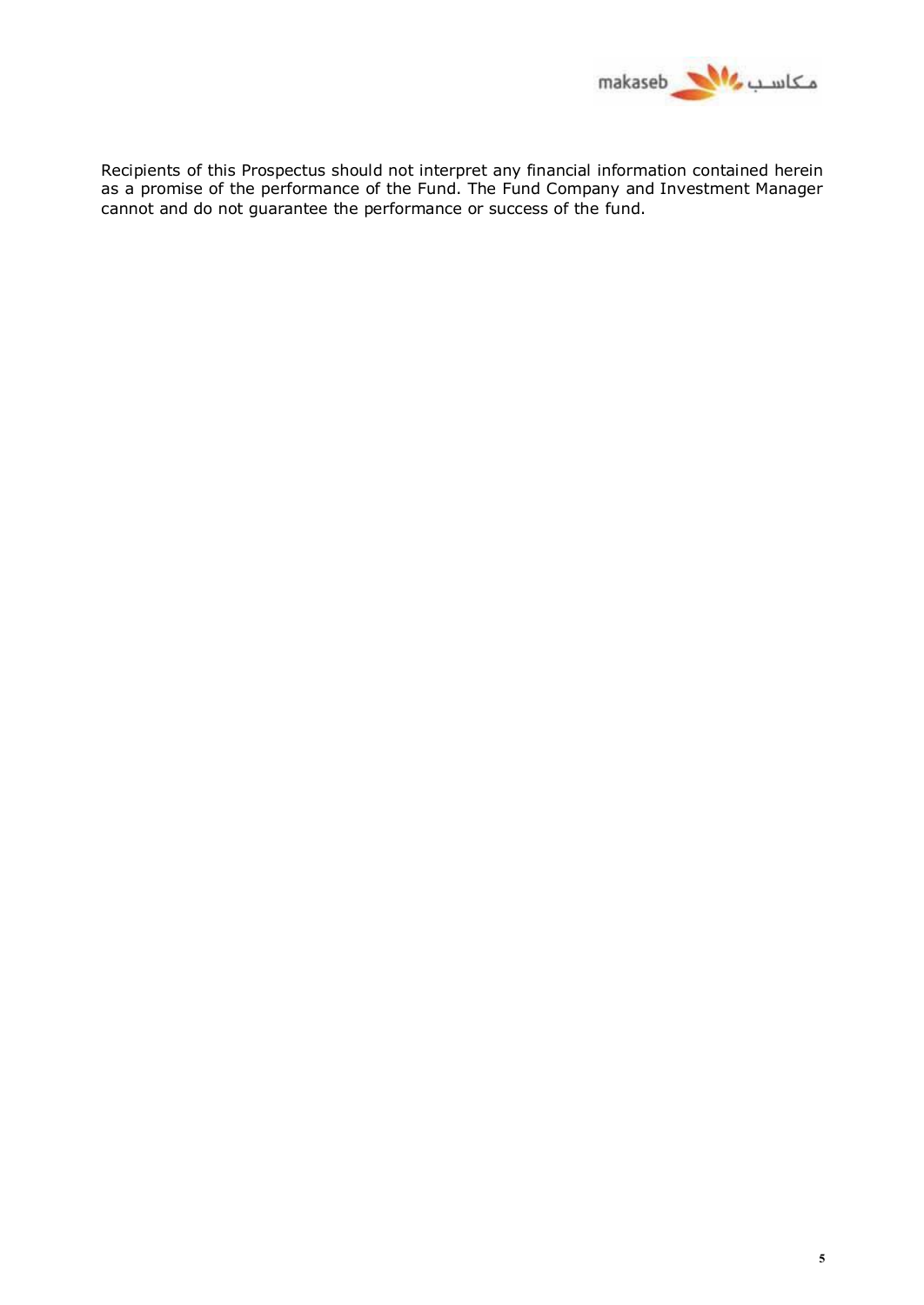Recipients of this Prospectus should not interpret any financial information contained herein as a promise of the performance of the Fund. The Fund Company and Investment Manager cannot and do not guarantee the performance or success of the fund.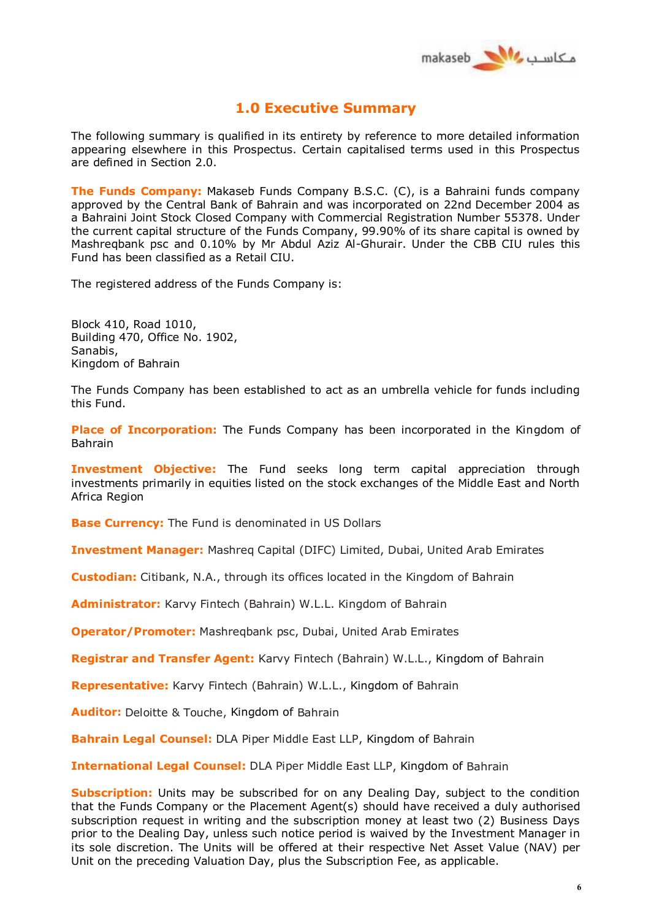# 1.0 Executive Summary

The following summary is qualified in its entirety by reference to more detailed information appearing elsewhere in this Prospectus. Certain capitalised terms used in this Prospectus are defined in Section 2.0.

**The Funds Company:** Makaseb Funds Company B.S.C. (C), is a Bahraini funds company approved by the Central Bank of Bahrain and was incorporated on 22nd December 2004 as a Bahraini Joint Stock Closed Company with Commercial Registration Number 55378. Under the current capital structure of the Funds Company, 99.90% of its share capital is owned by Mashreqbank psc and 0.10% by Mr Abdul Aziz Al-Ghurair. Under the CBB CIU rules this Fund has been classified as a Retail CIU.

The registered address of the Funds Company is:

Block 410, Road 1010,
Building 470, Office No. 1902,
Sanabis,
Kingdom of Bahrain

The Funds Company has been established to act as an umbrella vehicle for funds including this Fund.

**Place of Incorporation:** The Funds Company has been incorporated in the Kingdom of Bahrain

**Investment Objective:** The Fund seeks long term capital appreciation through investments primarily in equities listed on the stock exchanges of the Middle East and North Africa Region

**Base Currency:** The Fund is denominated in US Dollars

**Investment Manager:** Mashreq Capital (DIFC) Limited, Dubai, United Arab Emirates

**Custodian:** Citibank, N.A., through its offices located in the Kingdom of Bahrain

**Administrator:** Karvy Fintech (Bahrain) W.L.L. Kingdom of Bahrain

**Operator/Promoter:** Mashreqbank psc, Dubai, United Arab Emirates

**Registrar and Transfer Agent:** Karvy Fintech (Bahrain) W.L.L., Kingdom of Bahrain

**Representative:** Karvy Fintech (Bahrain) W.L.L., Kingdom of Bahrain

**Auditor:** Deloitte & Touche, Kingdom of Bahrain

**Bahrain Legal Counsel:** DLA Piper Middle East LLP, Kingdom of Bahrain

**International Legal Counsel:** DLA Piper Middle East LLP, Kingdom of Bahrain

**Subscription:** Units may be subscribed for on any Dealing Day, subject to the condition that the Funds Company or the Placement Agent(s) should have received a duly authorised subscription request in writing and the subscription money at least two (2) Business Days prior to the Dealing Day, unless such notice period is waived by the Investment Manager in its sole discretion. The Units will be offered at their respective Net Asset Value (NAV) per Unit on the preceding Valuation Day, plus the Subscription Fee, as applicable.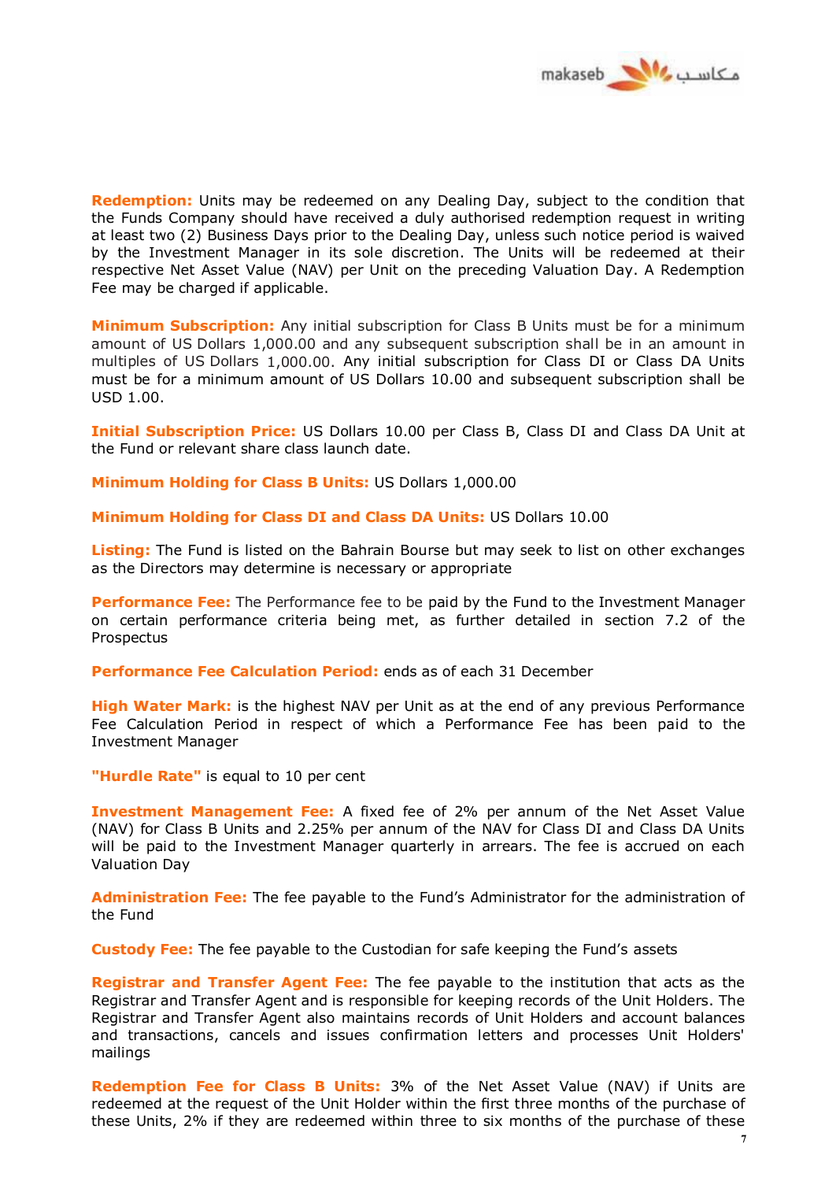**Redemption:** Units may be redeemed on any Dealing Day, subject to the condition that the Funds Company should have received a duly authorised redemption request in writing at least two (2) Business Days prior to the Dealing Day, unless such notice period is waived by the Investment Manager in its sole discretion. The Units will be redeemed at their respective Net Asset Value (NAV) per Unit on the preceding Valuation Day. A Redemption Fee may be charged if applicable.

**Minimum Subscription:** Any initial subscription for Class B Units must be for a minimum amount of US Dollars 1,000.00 and any subsequent subscription shall be in an amount in multiples of US Dollars 1,000.00. Any initial subscription for Class DI or Class DA Units must be for a minimum amount of US Dollars 10.00 and subsequent subscription shall be USD 1.00.

**Initial Subscription Price:** US Dollars 10.00 per Class B, Class DI and Class DA Unit at the Fund or relevant share class launch date.

**Minimum Holding for Class B Units:** US Dollars 1,000.00

**Minimum Holding for Class DI and Class DA Units:** US Dollars 10.00

**Listing:** The Fund is listed on the Bahrain Bourse but may seek to list on other exchanges as the Directors may determine is necessary or appropriate

**Performance Fee:** The Performance fee to be paid by the Fund to the Investment Manager on certain performance criteria being met, as further detailed in section 7.2 of the Prospectus

**Performance Fee Calculation Period:** ends as of each 31 December

**High Water Mark:** is the highest NAV per Unit as at the end of any previous Performance Fee Calculation Period in respect of which a Performance Fee has been paid to the Investment Manager

**"Hurdle Rate"** is equal to 10 per cent

**Investment Management Fee:** A fixed fee of 2% per annum of the Net Asset Value (NAV) for Class B Units and 2.25% per annum of the NAV for Class DI and Class DA Units will be paid to the Investment Manager quarterly in arrears. The fee is accrued on each Valuation Day

**Administration Fee:** The fee payable to the Fund's Administrator for the administration of the Fund

**Custody Fee:** The fee payable to the Custodian for safe keeping the Fund's assets

**Registrar and Transfer Agent Fee:** The fee payable to the institution that acts as the Registrar and Transfer Agent and is responsible for keeping records of the Unit Holders. The Registrar and Transfer Agent also maintains records of Unit Holders and account balances and transactions, cancels and issues confirmation letters and processes Unit Holders' mailings

**Redemption Fee for Class B Units:** 3% of the Net Asset Value (NAV) if Units are redeemed at the request of the Unit Holder within the first three months of the purchase of these Units, 2% if they are redeemed within three to six months of the purchase of these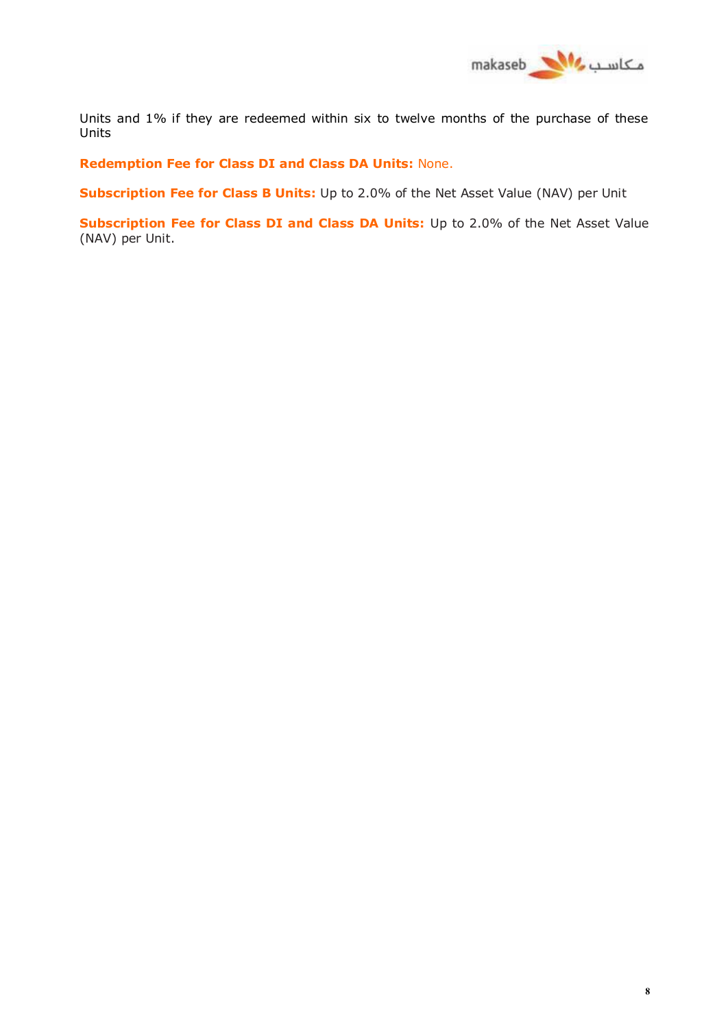Units and 1% if they are redeemed within six to twelve months of the purchase of these Units

**Redemption Fee for Class DI and Class DA Units:** None.

**Subscription Fee for Class B Units:** Up to 2.0% of the Net Asset Value (NAV) per Unit

**Subscription Fee for Class DI and Class DA Units:** Up to 2.0% of the Net Asset Value (NAV) per Unit.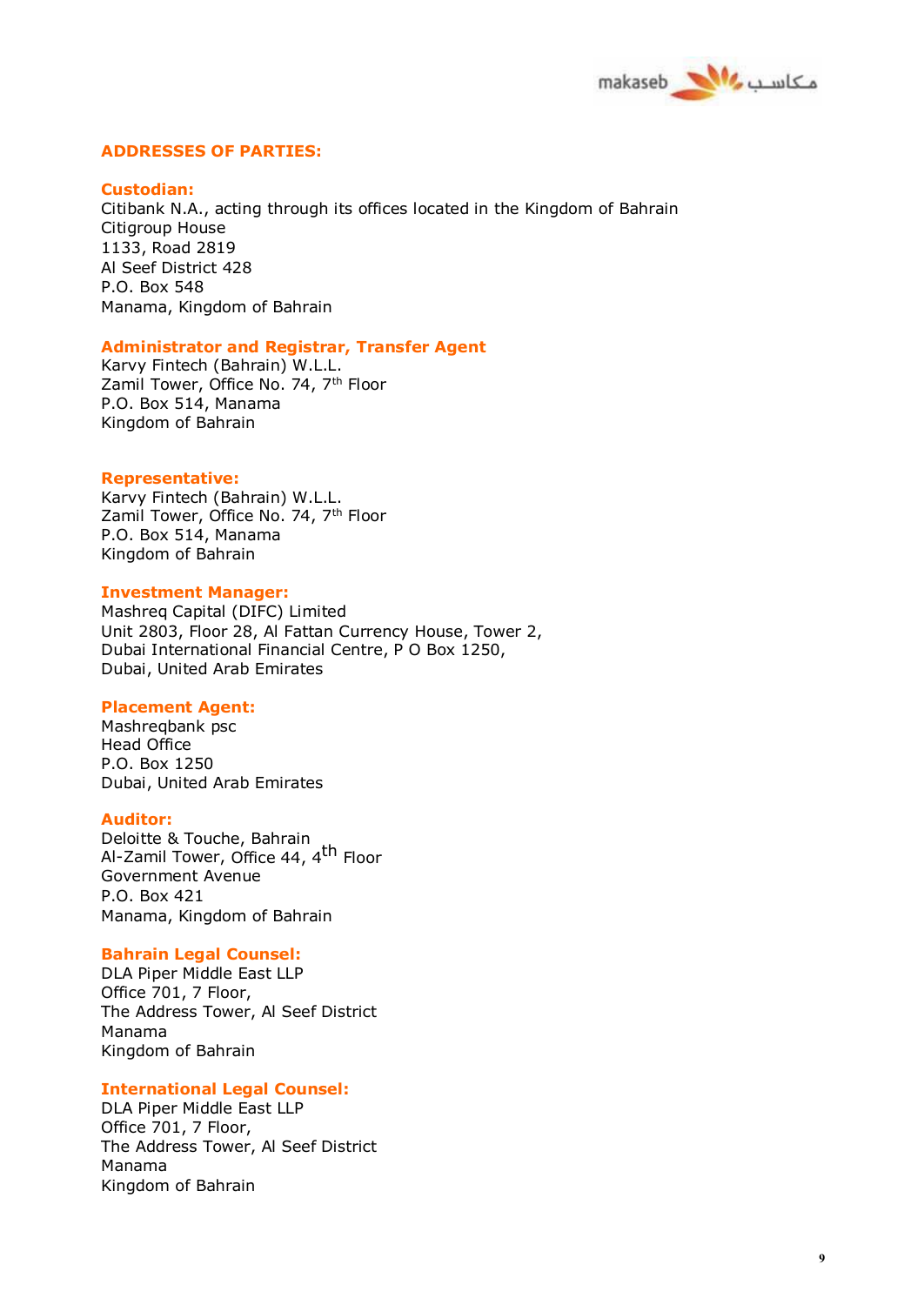## ADDRESSES OF PARTIES:

### Custodian:

Citibank N.A., acting through its offices located in the Kingdom of Bahrain
Citigroup House
1133, Road 2819
Al Seef District 428
P.O. Box 548
Manama, Kingdom of Bahrain

### Administrator and Registrar, Transfer Agent

Karvy Fintech (Bahrain) W.L.L.
Zamil Tower, Office No. 74, 7th Floor
P.O. Box 514, Manama
Kingdom of Bahrain

### Representative:

Karvy Fintech (Bahrain) W.L.L.
Zamil Tower, Office No. 74, 7th Floor
P.O. Box 514, Manama
Kingdom of Bahrain

### Investment Manager:

Mashreq Capital (DIFC) Limited
Unit 2803, Floor 28, Al Fattan Currency House, Tower 2,
Dubai International Financial Centre, P O Box 1250,
Dubai, United Arab Emirates

### Placement Agent:

Mashreqbank psc
Head Office
P.O. Box 1250
Dubai, United Arab Emirates

### Auditor:

Deloitte & Touche, Bahrain
Al-Zamil Tower, Office 44, 4th Floor
Government Avenue
P.O. Box 421
Manama, Kingdom of Bahrain

### Bahrain Legal Counsel:

DLA Piper Middle East LLP
Office 701, 7 Floor,
The Address Tower, Al Seef District
Manama
Kingdom of Bahrain

### International Legal Counsel:

DLA Piper Middle East LLP
Office 701, 7 Floor,
The Address Tower, Al Seef District
Manama
Kingdom of Bahrain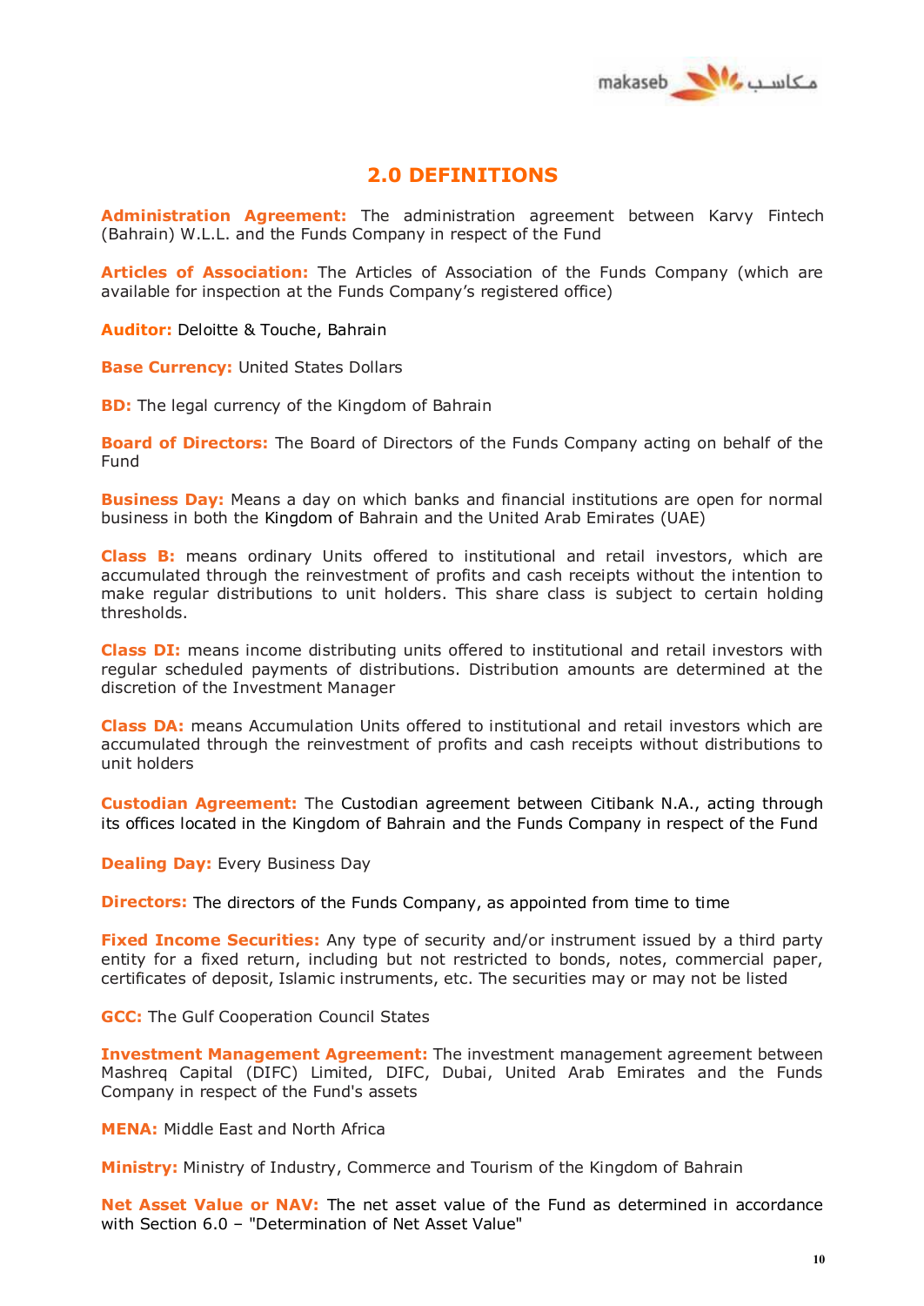## 2.0 DEFINITIONS

**Administration Agreement:** The administration agreement between Karvy Fintech (Bahrain) W.L.L. and the Funds Company in respect of the Fund

**Articles of Association:** The Articles of Association of the Funds Company (which are available for inspection at the Funds Company's registered office)

**Auditor:** Deloitte & Touche, Bahrain

**Base Currency:** United States Dollars

**BD:** The legal currency of the Kingdom of Bahrain

**Board of Directors:** The Board of Directors of the Funds Company acting on behalf of the Fund

**Business Day:** Means a day on which banks and financial institutions are open for normal business in both the Kingdom of Bahrain and the United Arab Emirates (UAE)

**Class B:** means ordinary Units offered to institutional and retail investors, which are accumulated through the reinvestment of profits and cash receipts without the intention to make regular distributions to unit holders. This share class is subject to certain holding thresholds.

**Class DI:** means income distributing units offered to institutional and retail investors with regular scheduled payments of distributions. Distribution amounts are determined at the discretion of the Investment Manager

**Class DA:** means Accumulation Units offered to institutional and retail investors which are accumulated through the reinvestment of profits and cash receipts without distributions to unit holders

**Custodian Agreement:** The Custodian agreement between Citibank N.A., acting through its offices located in the Kingdom of Bahrain and the Funds Company in respect of the Fund

**Dealing Day:** Every Business Day

**Directors:** The directors of the Funds Company, as appointed from time to time

**Fixed Income Securities:** Any type of security and/or instrument issued by a third party entity for a fixed return, including but not restricted to bonds, notes, commercial paper, certificates of deposit, Islamic instruments, etc. The securities may or may not be listed

**GCC:** The Gulf Cooperation Council States

**Investment Management Agreement:** The investment management agreement between Mashreq Capital (DIFC) Limited, DIFC, Dubai, United Arab Emirates and the Funds Company in respect of the Fund's assets

**MENA:** Middle East and North Africa

**Ministry:** Ministry of Industry, Commerce and Tourism of the Kingdom of Bahrain

**Net Asset Value or NAV:** The net asset value of the Fund as determined in accordance with Section 6.0 – "Determination of Net Asset Value"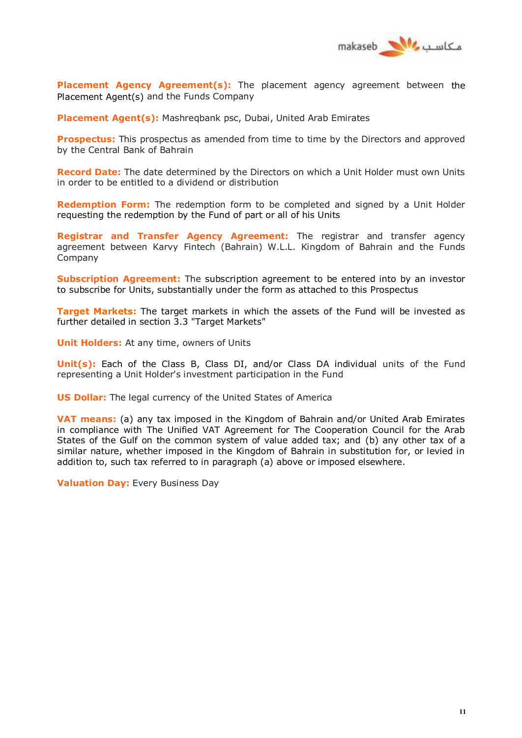**Placement Agency Agreement(s):** The placement agency agreement between the Placement Agent(s) and the Funds Company

**Placement Agent(s):** Mashreqbank psc, Dubai, United Arab Emirates

**Prospectus:** This prospectus as amended from time to time by the Directors and approved by the Central Bank of Bahrain

**Record Date:** The date determined by the Directors on which a Unit Holder must own Units in order to be entitled to a dividend or distribution

**Redemption Form:** The redemption form to be completed and signed by a Unit Holder requesting the redemption by the Fund of part or all of his Units

**Registrar and Transfer Agency Agreement:** The registrar and transfer agency agreement between Karvy Fintech (Bahrain) W.L.L. Kingdom of Bahrain and the Funds Company

**Subscription Agreement:** The subscription agreement to be entered into by an investor to subscribe for Units, substantially under the form as attached to this Prospectus

**Target Markets:** The target markets in which the assets of the Fund will be invested as further detailed in section 3.3 "Target Markets"

**Unit Holders:** At any time, owners of Units

**Unit(s):** Each of the Class B, Class DI, and/or Class DA individual units of the Fund representing a Unit Holder's investment participation in the Fund

**US Dollar:** The legal currency of the United States of America

**VAT means:** (a) any tax imposed in the Kingdom of Bahrain and/or United Arab Emirates in compliance with The Unified VAT Agreement for The Cooperation Council for the Arab States of the Gulf on the common system of value added tax; and (b) any other tax of a similar nature, whether imposed in the Kingdom of Bahrain in substitution for, or levied in addition to, such tax referred to in paragraph (a) above or imposed elsewhere.

**Valuation Day:** Every Business Day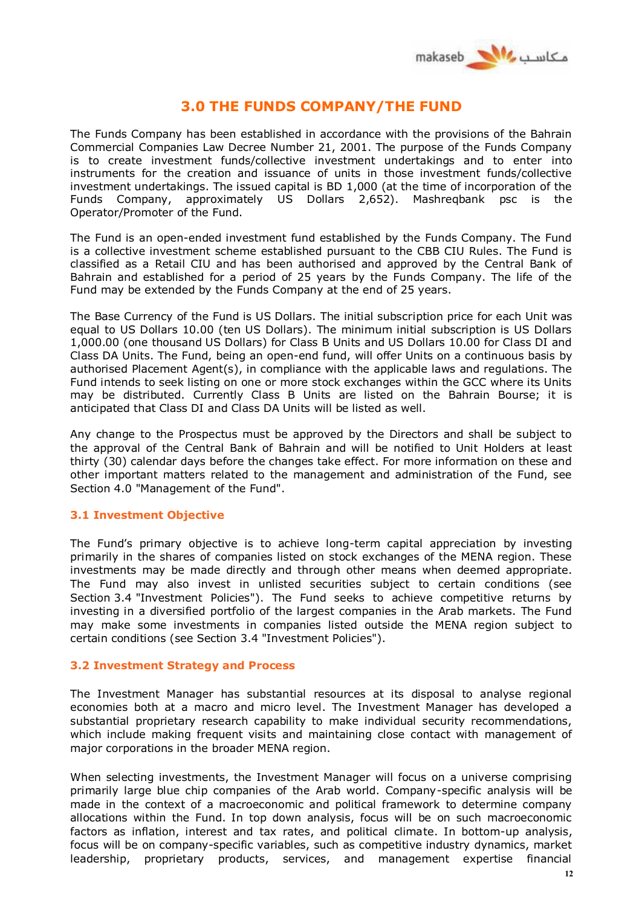## 3.0 THE FUNDS COMPANY/THE FUND

The Funds Company has been established in accordance with the provisions of the Bahrain Commercial Companies Law Decree Number 21, 2001. The purpose of the Funds Company is to create investment funds/collective investment undertakings and to enter into instruments for the creation and issuance of units in those investment funds/collective investment undertakings. The issued capital is BD 1,000 (at the time of incorporation of the Funds Company, approximately US Dollars 2,652). Mashreqbank psc is the Operator/Promoter of the Fund.

The Fund is an open-ended investment fund established by the Funds Company. The Fund is a collective investment scheme established pursuant to the CBB CIU Rules. The Fund is classified as a Retail CIU and has been authorised and approved by the Central Bank of Bahrain and established for a period of 25 years by the Funds Company. The life of the Fund may be extended by the Funds Company at the end of 25 years.

The Base Currency of the Fund is US Dollars. The initial subscription price for each Unit was equal to US Dollars 10.00 (ten US Dollars). The minimum initial subscription is US Dollars 1,000.00 (one thousand US Dollars) for Class B Units and US Dollars 10.00 for Class DI and Class DA Units. The Fund, being an open-end fund, will offer Units on a continuous basis by authorised Placement Agent(s), in compliance with the applicable laws and regulations. The Fund intends to seek listing on one or more stock exchanges within the GCC where its Units may be distributed. Currently Class B Units are listed on the Bahrain Bourse; it is anticipated that Class DI and Class DA Units will be listed as well.

Any change to the Prospectus must be approved by the Directors and shall be subject to the approval of the Central Bank of Bahrain and will be notified to Unit Holders at least thirty (30) calendar days before the changes take effect. For more information on these and other important matters related to the management and administration of the Fund, see Section 4.0 "Management of the Fund".

### 3.1 Investment Objective

The Fund's primary objective is to achieve long-term capital appreciation by investing primarily in the shares of companies listed on stock exchanges of the MENA region. These investments may be made directly and through other means when deemed appropriate. The Fund may also invest in unlisted securities subject to certain conditions (see Section 3.4 "Investment Policies"). The Fund seeks to achieve competitive returns by investing in a diversified portfolio of the largest companies in the Arab markets. The Fund may make some investments in companies listed outside the MENA region subject to certain conditions (see Section 3.4 "Investment Policies").

### 3.2 Investment Strategy and Process

The Investment Manager has substantial resources at its disposal to analyse regional economies both at a macro and micro level. The Investment Manager has developed a substantial proprietary research capability to make individual security recommendations, which include making frequent visits and maintaining close contact with management of major corporations in the broader MENA region.

When selecting investments, the Investment Manager will focus on a universe comprising primarily large blue chip companies of the Arab world. Company-specific analysis will be made in the context of a macroeconomic and political framework to determine company allocations within the Fund. In top down analysis, focus will be on such macroeconomic factors as inflation, interest and tax rates, and political climate. In bottom-up analysis, focus will be on company-specific variables, such as competitive industry dynamics, market leadership, proprietary products, services, and management expertise financial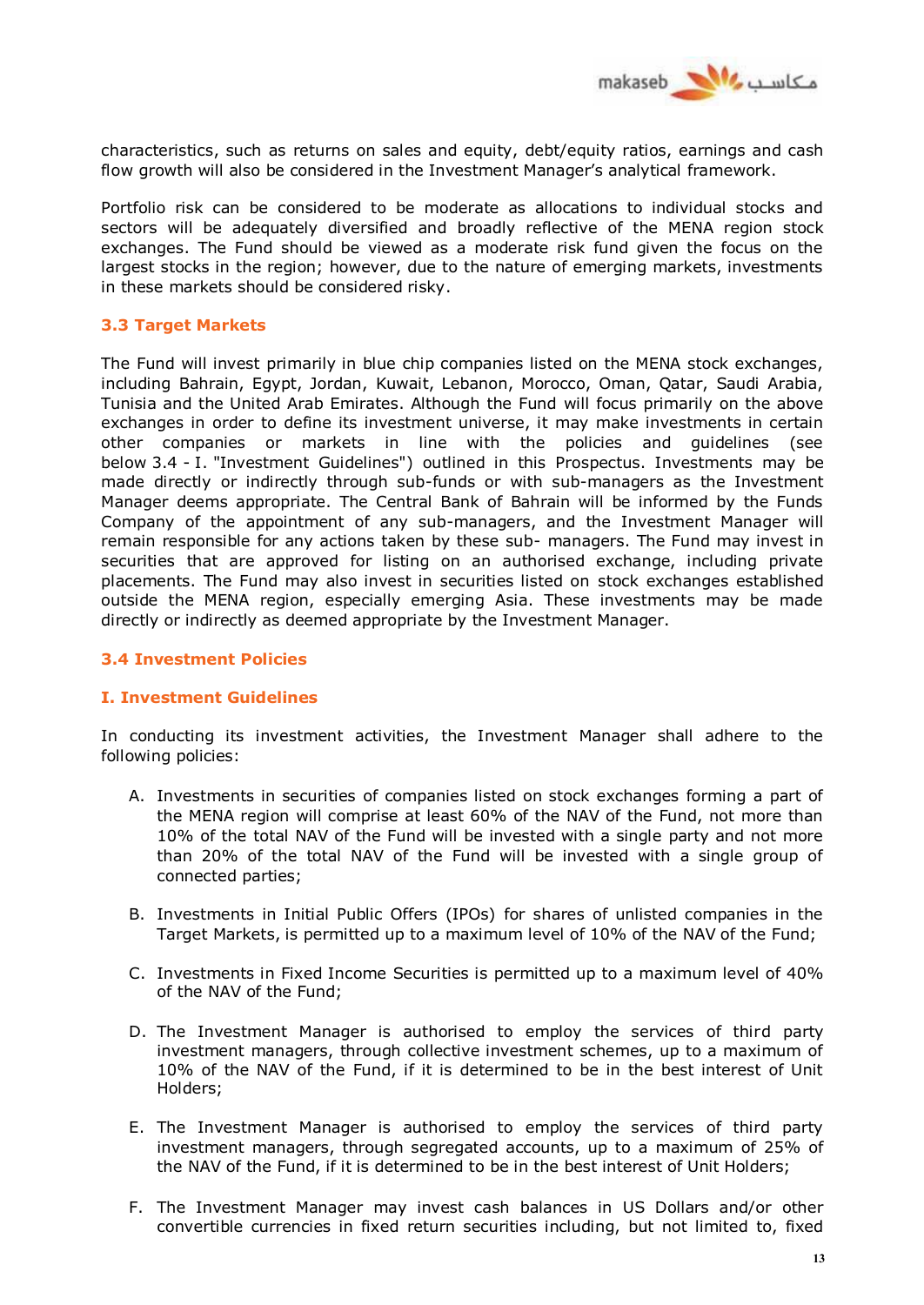characteristics, such as returns on sales and equity, debt/equity ratios, earnings and cash flow growth will also be considered in the Investment Manager's analytical framework.

Portfolio risk can be considered to be moderate as allocations to individual stocks and sectors will be adequately diversified and broadly reflective of the MENA region stock exchanges. The Fund should be viewed as a moderate risk fund given the focus on the largest stocks in the region; however, due to the nature of emerging markets, investments in these markets should be considered risky.

### 3.3 Target Markets

The Fund will invest primarily in blue chip companies listed on the MENA stock exchanges, including Bahrain, Egypt, Jordan, Kuwait, Lebanon, Morocco, Oman, Qatar, Saudi Arabia, Tunisia and the United Arab Emirates. Although the Fund will focus primarily on the above exchanges in order to define its investment universe, it may make investments in certain other companies or markets in line with the policies and guidelines (see below 3.4 - I. "Investment Guidelines") outlined in this Prospectus. Investments may be made directly or indirectly through sub-funds or with sub-managers as the Investment Manager deems appropriate. The Central Bank of Bahrain will be informed by the Funds Company of the appointment of any sub-managers, and the Investment Manager will remain responsible for any actions taken by these sub- managers. The Fund may invest in securities that are approved for listing on an authorised exchange, including private placements. The Fund may also invest in securities listed on stock exchanges established outside the MENA region, especially emerging Asia. These investments may be made directly or indirectly as deemed appropriate by the Investment Manager.

### 3.4 Investment Policies

#### I. Investment Guidelines

In conducting its investment activities, the Investment Manager shall adhere to the following policies:

A. Investments in securities of companies listed on stock exchanges forming a part of the MENA region will comprise at least 60% of the NAV of the Fund, not more than 10% of the total NAV of the Fund will be invested with a single party and not more than 20% of the total NAV of the Fund will be invested with a single group of connected parties;

B. Investments in Initial Public Offers (IPOs) for shares of unlisted companies in the Target Markets, is permitted up to a maximum level of 10% of the NAV of the Fund;

C. Investments in Fixed Income Securities is permitted up to a maximum level of 40% of the NAV of the Fund;

D. The Investment Manager is authorised to employ the services of third party investment managers, through collective investment schemes, up to a maximum of 10% of the NAV of the Fund, if it is determined to be in the best interest of Unit Holders;

E. The Investment Manager is authorised to employ the services of third party investment managers, through segregated accounts, up to a maximum of 25% of the NAV of the Fund, if it is determined to be in the best interest of Unit Holders;

F. The Investment Manager may invest cash balances in US Dollars and/or other convertible currencies in fixed return securities including, but not limited to, fixed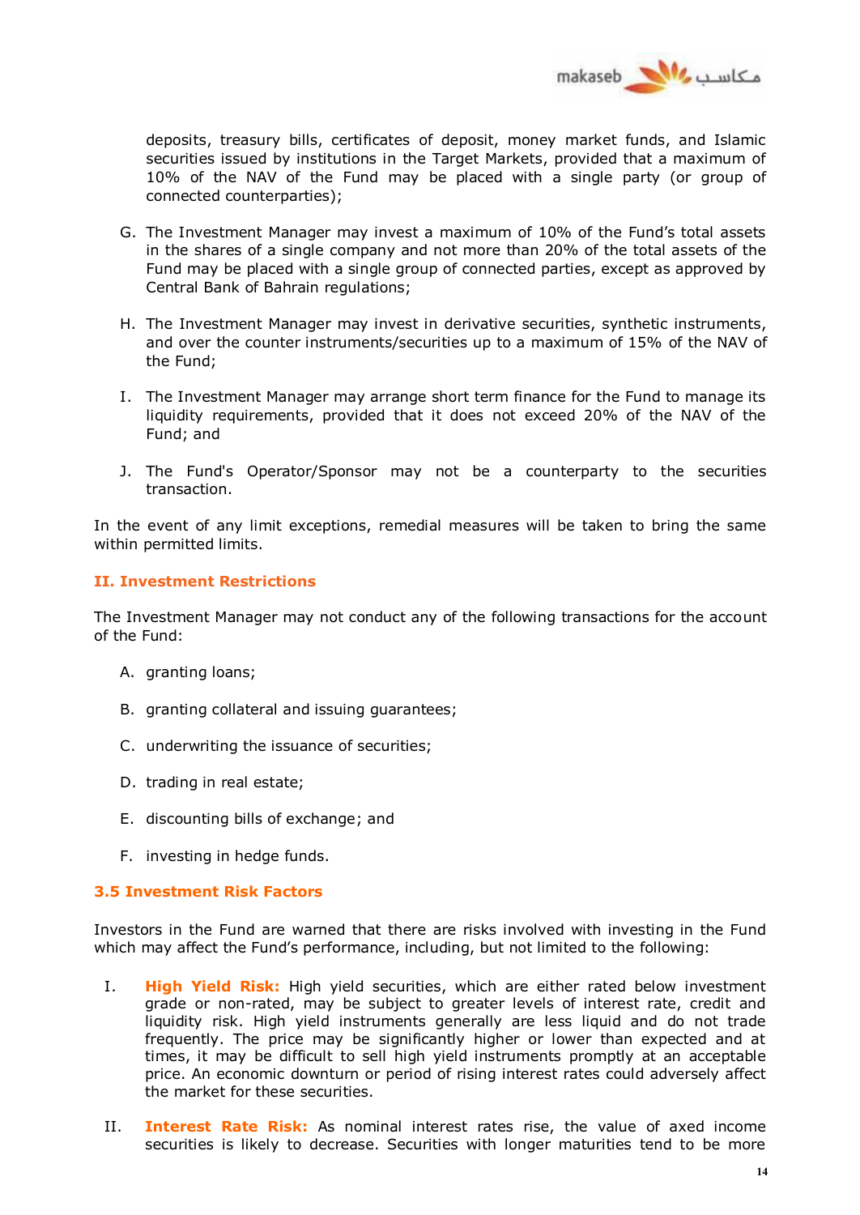deposits, treasury bills, certificates of deposit, money market funds, and Islamic securities issued by institutions in the Target Markets, provided that a maximum of 10% of the NAV of the Fund may be placed with a single party (or group of connected counterparties);

G. The Investment Manager may invest a maximum of 10% of the Fund's total assets in the shares of a single company and not more than 20% of the total assets of the Fund may be placed with a single group of connected parties, except as approved by Central Bank of Bahrain regulations;

H. The Investment Manager may invest in derivative securities, synthetic instruments, and over the counter instruments/securities up to a maximum of 15% of the NAV of the Fund;

I. The Investment Manager may arrange short term finance for the Fund to manage its liquidity requirements, provided that it does not exceed 20% of the NAV of the Fund; and

J. The Fund's Operator/Sponsor may not be a counterparty to the securities transaction.

In the event of any limit exceptions, remedial measures will be taken to bring the same within permitted limits.

### II. Investment Restrictions

The Investment Manager may not conduct any of the following transactions for the account of the Fund:

A. granting loans;

B. granting collateral and issuing guarantees;

C. underwriting the issuance of securities;

D. trading in real estate;

E. discounting bills of exchange; and

F. investing in hedge funds.

## 3.5 Investment Risk Factors

Investors in the Fund are warned that there are risks involved with investing in the Fund which may affect the Fund's performance, including, but not limited to the following:

I. **High Yield Risk:** High yield securities, which are either rated below investment grade or non-rated, may be subject to greater levels of interest rate, credit and liquidity risk. High yield instruments generally are less liquid and do not trade frequently. The price may be significantly higher or lower than expected and at times, it may be difficult to sell high yield instruments promptly at an acceptable price. An economic downturn or period of rising interest rates could adversely affect the market for these securities.

II. **Interest Rate Risk:** As nominal interest rates rise, the value of axed income securities is likely to decrease. Securities with longer maturities tend to be more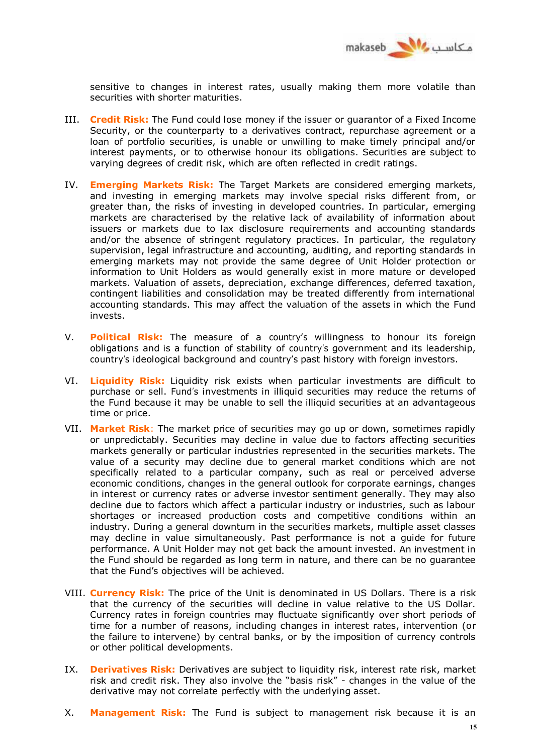sensitive to changes in interest rates, usually making them more volatile than securities with shorter maturities.

III. **Credit Risk:** The Fund could lose money if the issuer or guarantor of a Fixed Income Security, or the counterparty to a derivatives contract, repurchase agreement or a loan of portfolio securities, is unable or unwilling to make timely principal and/or interest payments, or to otherwise honour its obligations. Securities are subject to varying degrees of credit risk, which are often reflected in credit ratings.

IV. **Emerging Markets Risk:** The Target Markets are considered emerging markets, and investing in emerging markets may involve special risks different from, or greater than, the risks of investing in developed countries. In particular, emerging markets are characterised by the relative lack of availability of information about issuers or markets due to lax disclosure requirements and accounting standards and/or the absence of stringent regulatory practices. In particular, the regulatory supervision, legal infrastructure and accounting, auditing, and reporting standards in emerging markets may not provide the same degree of Unit Holder protection or information to Unit Holders as would generally exist in more mature or developed markets. Valuation of assets, depreciation, exchange differences, deferred taxation, contingent liabilities and consolidation may be treated differently from international accounting standards. This may affect the valuation of the assets in which the Fund invests.

V. **Political Risk:** The measure of a country's willingness to honour its foreign obligations and is a function of stability of country's government and its leadership, country's ideological background and country's past history with foreign investors.

VI. **Liquidity Risk:** Liquidity risk exists when particular investments are difficult to purchase or sell. Fund's investments in illiquid securities may reduce the returns of the Fund because it may be unable to sell the illiquid securities at an advantageous time or price.

VII. **Market Risk**: The market price of securities may go up or down, sometimes rapidly or unpredictably. Securities may decline in value due to factors affecting securities markets generally or particular industries represented in the securities markets. The value of a security may decline due to general market conditions which are not specifically related to a particular company, such as real or perceived adverse economic conditions, changes in the general outlook for corporate earnings, changes in interest or currency rates or adverse investor sentiment generally. They may also decline due to factors which affect a particular industry or industries, such as labour shortages or increased production costs and competitive conditions within an industry. During a general downturn in the securities markets, multiple asset classes may decline in value simultaneously. Past performance is not a guide for future performance. A Unit Holder may not get back the amount invested. An investment in the Fund should be regarded as long term in nature, and there can be no guarantee that the Fund's objectives will be achieved.

VIII. **Currency Risk:** The price of the Unit is denominated in US Dollars. There is a risk that the currency of the securities will decline in value relative to the US Dollar. Currency rates in foreign countries may fluctuate significantly over short periods of time for a number of reasons, including changes in interest rates, intervention (or the failure to intervene) by central banks, or by the imposition of currency controls or other political developments.

IX. **Derivatives Risk:** Derivatives are subject to liquidity risk, interest rate risk, market risk and credit risk. They also involve the "basis risk" - changes in the value of the derivative may not correlate perfectly with the underlying asset.

X. **Management Risk:** The Fund is subject to management risk because it is an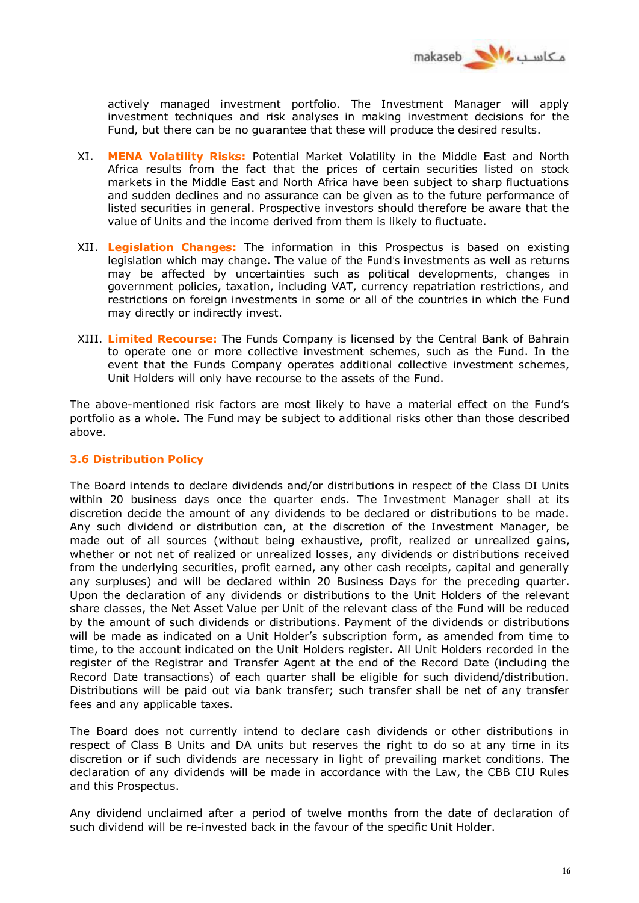actively managed investment portfolio. The Investment Manager will apply investment techniques and risk analyses in making investment decisions for the Fund, but there can be no guarantee that these will produce the desired results.

XI. **MENA Volatility Risks:** Potential Market Volatility in the Middle East and North Africa results from the fact that the prices of certain securities listed on stock markets in the Middle East and North Africa have been subject to sharp fluctuations and sudden declines and no assurance can be given as to the future performance of listed securities in general. Prospective investors should therefore be aware that the value of Units and the income derived from them is likely to fluctuate.

XII. **Legislation Changes:** The information in this Prospectus is based on existing legislation which may change. The value of the Fund's investments as well as returns may be affected by uncertainties such as political developments, changes in government policies, taxation, including VAT, currency repatriation restrictions, and restrictions on foreign investments in some or all of the countries in which the Fund may directly or indirectly invest.

XIII. **Limited Recourse:** The Funds Company is licensed by the Central Bank of Bahrain to operate one or more collective investment schemes, such as the Fund. In the event that the Funds Company operates additional collective investment schemes, Unit Holders will only have recourse to the assets of the Fund.

The above-mentioned risk factors are most likely to have a material effect on the Fund's portfolio as a whole. The Fund may be subject to additional risks other than those described above.

### 3.6 Distribution Policy

The Board intends to declare dividends and/or distributions in respect of the Class DI Units within 20 business days once the quarter ends. The Investment Manager shall at its discretion decide the amount of any dividends to be declared or distributions to be made. Any such dividend or distribution can, at the discretion of the Investment Manager, be made out of all sources (without being exhaustive, profit, realized or unrealized gains, whether or not net of realized or unrealized losses, any dividends or distributions received from the underlying securities, profit earned, any other cash receipts, capital and generally any surpluses) and will be declared within 20 Business Days for the preceding quarter. Upon the declaration of any dividends or distributions to the Unit Holders of the relevant share classes, the Net Asset Value per Unit of the relevant class of the Fund will be reduced by the amount of such dividends or distributions. Payment of the dividends or distributions will be made as indicated on a Unit Holder's subscription form, as amended from time to time, to the account indicated on the Unit Holders register. All Unit Holders recorded in the register of the Registrar and Transfer Agent at the end of the Record Date (including the Record Date transactions) of each quarter shall be eligible for such dividend/distribution. Distributions will be paid out via bank transfer; such transfer shall be net of any transfer fees and any applicable taxes.

The Board does not currently intend to declare cash dividends or other distributions in respect of Class B Units and DA units but reserves the right to do so at any time in its discretion or if such dividends are necessary in light of prevailing market conditions. The declaration of any dividends will be made in accordance with the Law, the CBB CIU Rules and this Prospectus.

Any dividend unclaimed after a period of twelve months from the date of declaration of such dividend will be re-invested back in the favour of the specific Unit Holder.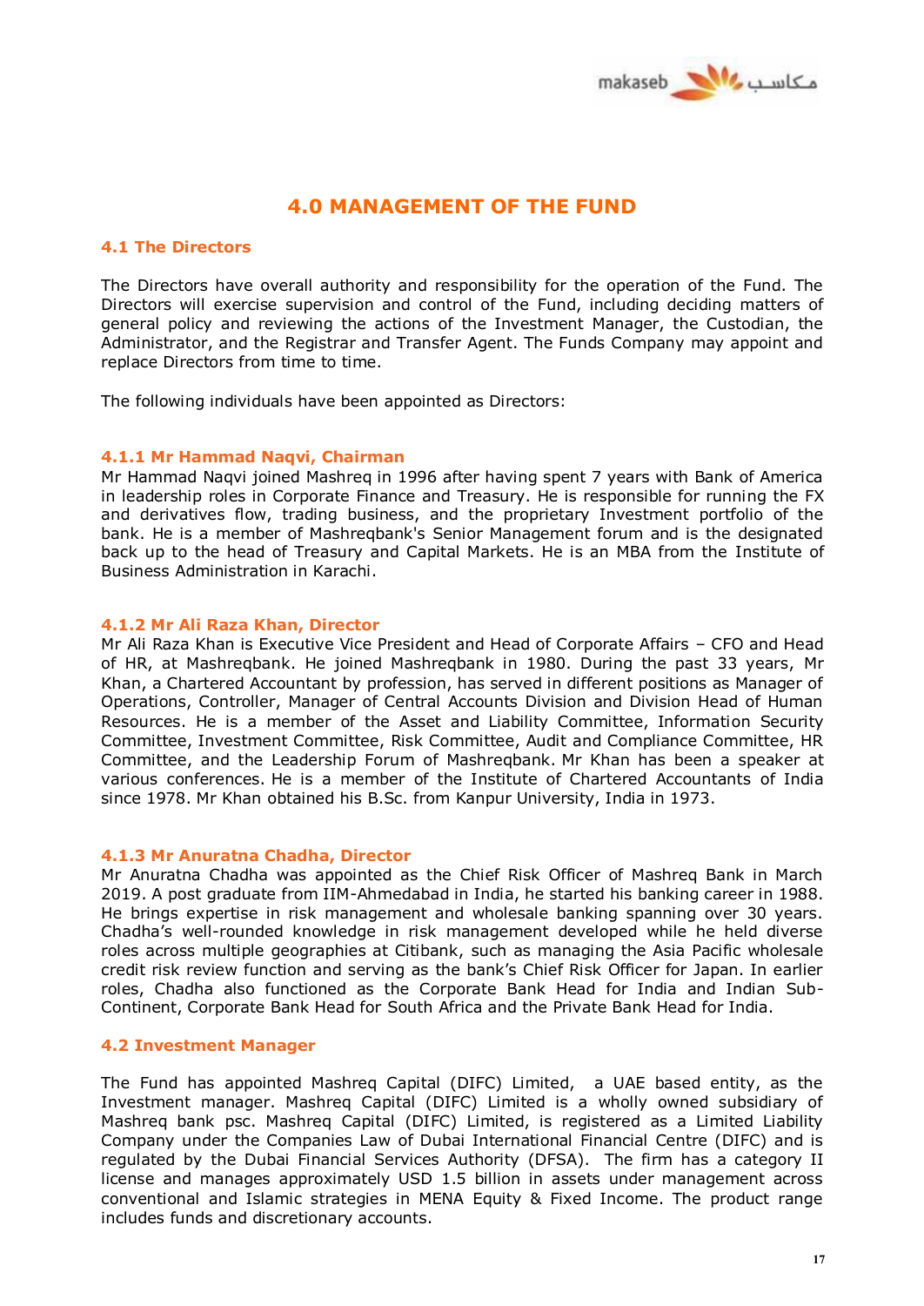# 4.0 MANAGEMENT OF THE FUND

## 4.1 The Directors

The Directors have overall authority and responsibility for the operation of the Fund. The Directors will exercise supervision and control of the Fund, including deciding matters of general policy and reviewing the actions of the Investment Manager, the Custodian, the Administrator, and the Registrar and Transfer Agent. The Funds Company may appoint and replace Directors from time to time.

The following individuals have been appointed as Directors:

### 4.1.1 Mr Hammad Naqvi, Chairman

Mr Hammad Naqvi joined Mashreq in 1996 after having spent 7 years with Bank of America in leadership roles in Corporate Finance and Treasury. He is responsible for running the FX and derivatives flow, trading business, and the proprietary Investment portfolio of the bank. He is a member of Mashreqbank's Senior Management forum and is the designated back up to the head of Treasury and Capital Markets. He is an MBA from the Institute of Business Administration in Karachi.

### 4.1.2 Mr Ali Raza Khan, Director

Mr Ali Raza Khan is Executive Vice President and Head of Corporate Affairs – CFO and Head of HR, at Mashreqbank. He joined Mashreqbank in 1980. During the past 33 years, Mr Khan, a Chartered Accountant by profession, has served in different positions as Manager of Operations, Controller, Manager of Central Accounts Division and Division Head of Human Resources. He is a member of the Asset and Liability Committee, Information Security Committee, Investment Committee, Risk Committee, Audit and Compliance Committee, HR Committee, and the Leadership Forum of Mashreqbank. Mr Khan has been a speaker at various conferences. He is a member of the Institute of Chartered Accountants of India since 1978. Mr Khan obtained his B.Sc. from Kanpur University, India in 1973.

### 4.1.3 Mr Anuratna Chadha, Director

Mr Anuratna Chadha was appointed as the Chief Risk Officer of Mashreq Bank in March 2019. A post graduate from IIM-Ahmedabad in India, he started his banking career in 1988. He brings expertise in risk management and wholesale banking spanning over 30 years. Chadha's well-rounded knowledge in risk management developed while he held diverse roles across multiple geographies at Citibank, such as managing the Asia Pacific wholesale credit risk review function and serving as the bank's Chief Risk Officer for Japan. In earlier roles, Chadha also functioned as the Corporate Bank Head for India and Indian Sub-Continent, Corporate Bank Head for South Africa and the Private Bank Head for India.

## 4.2 Investment Manager

The Fund has appointed Mashreq Capital (DIFC) Limited, a UAE based entity, as the Investment manager. Mashreq Capital (DIFC) Limited is a wholly owned subsidiary of Mashreq bank psc. Mashreq Capital (DIFC) Limited, is registered as a Limited Liability Company under the Companies Law of Dubai International Financial Centre (DIFC) and is regulated by the Dubai Financial Services Authority (DFSA). The firm has a category II license and manages approximately USD 1.5 billion in assets under management across conventional and Islamic strategies in MENA Equity & Fixed Income. The product range includes funds and discretionary accounts.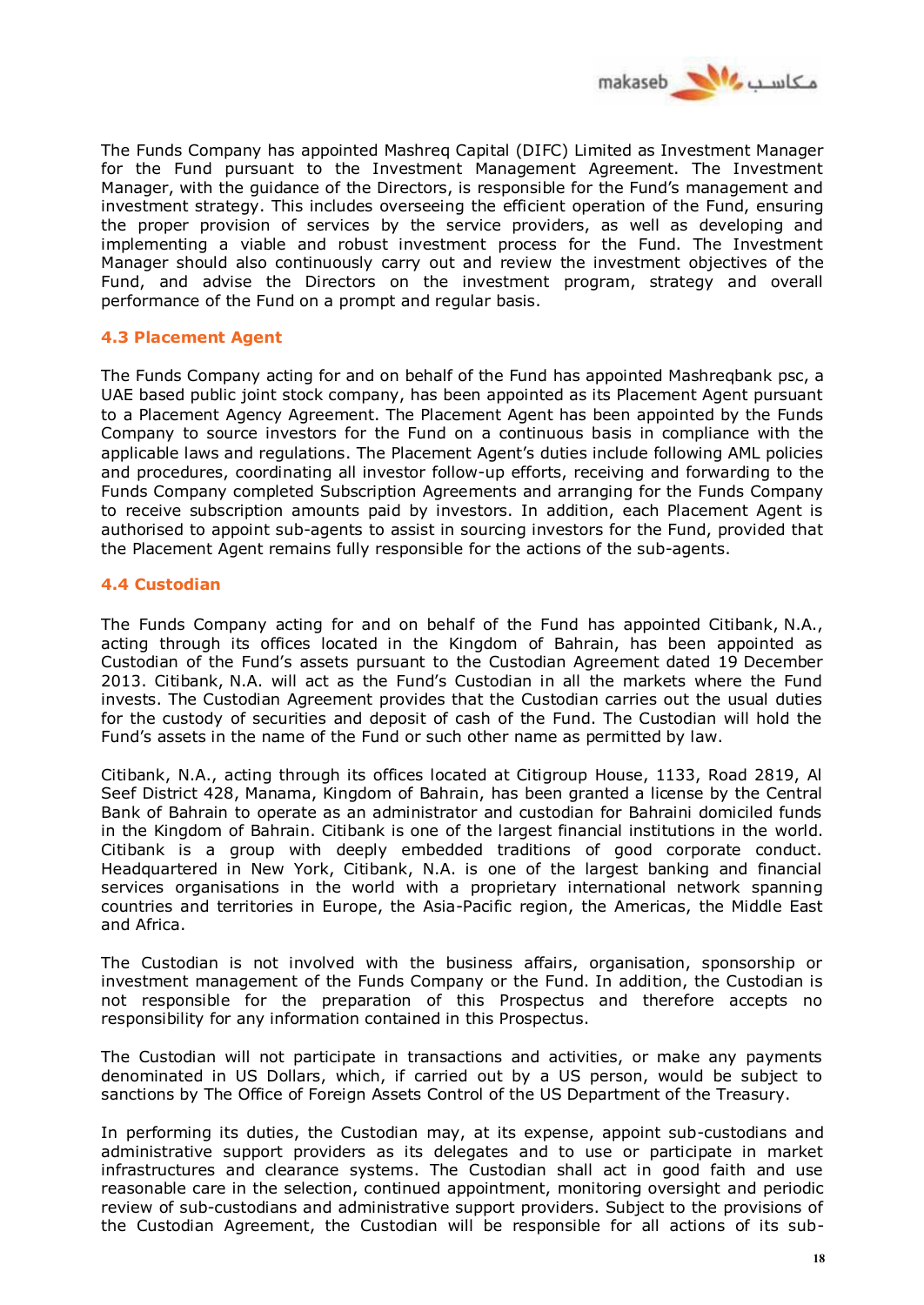The Funds Company has appointed Mashreq Capital (DIFC) Limited as Investment Manager for the Fund pursuant to the Investment Management Agreement. The Investment Manager, with the guidance of the Directors, is responsible for the Fund's management and investment strategy. This includes overseeing the efficient operation of the Fund, ensuring the proper provision of services by the service providers, as well as developing and implementing a viable and robust investment process for the Fund. The Investment Manager should also continuously carry out and review the investment objectives of the Fund, and advise the Directors on the investment program, strategy and overall performance of the Fund on a prompt and regular basis.

### 4.3 Placement Agent

The Funds Company acting for and on behalf of the Fund has appointed Mashreqbank psc, a UAE based public joint stock company, has been appointed as its Placement Agent pursuant to a Placement Agency Agreement. The Placement Agent has been appointed by the Funds Company to source investors for the Fund on a continuous basis in compliance with the applicable laws and regulations. The Placement Agent's duties include following AML policies and procedures, coordinating all investor follow-up efforts, receiving and forwarding to the Funds Company completed Subscription Agreements and arranging for the Funds Company to receive subscription amounts paid by investors. In addition, each Placement Agent is authorised to appoint sub-agents to assist in sourcing investors for the Fund, provided that the Placement Agent remains fully responsible for the actions of the sub-agents.

### 4.4 Custodian

The Funds Company acting for and on behalf of the Fund has appointed Citibank, N.A., acting through its offices located in the Kingdom of Bahrain, has been appointed as Custodian of the Fund's assets pursuant to the Custodian Agreement dated 19 December 2013. Citibank, N.A. will act as the Fund's Custodian in all the markets where the Fund invests. The Custodian Agreement provides that the Custodian carries out the usual duties for the custody of securities and deposit of cash of the Fund. The Custodian will hold the Fund's assets in the name of the Fund or such other name as permitted by law.

Citibank, N.A., acting through its offices located at Citigroup House, 1133, Road 2819, Al Seef District 428, Manama, Kingdom of Bahrain, has been granted a license by the Central Bank of Bahrain to operate as an administrator and custodian for Bahraini domiciled funds in the Kingdom of Bahrain. Citibank is one of the largest financial institutions in the world. Citibank is a group with deeply embedded traditions of good corporate conduct. Headquartered in New York, Citibank, N.A. is one of the largest banking and financial services organisations in the world with a proprietary international network spanning countries and territories in Europe, the Asia-Pacific region, the Americas, the Middle East and Africa.

The Custodian is not involved with the business affairs, organisation, sponsorship or investment management of the Funds Company or the Fund. In addition, the Custodian is not responsible for the preparation of this Prospectus and therefore accepts no responsibility for any information contained in this Prospectus.

The Custodian will not participate in transactions and activities, or make any payments denominated in US Dollars, which, if carried out by a US person, would be subject to sanctions by The Office of Foreign Assets Control of the US Department of the Treasury.

In performing its duties, the Custodian may, at its expense, appoint sub-custodians and administrative support providers as its delegates and to use or participate in market infrastructures and clearance systems. The Custodian shall act in good faith and use reasonable care in the selection, continued appointment, monitoring oversight and periodic review of sub-custodians and administrative support providers. Subject to the provisions of the Custodian Agreement, the Custodian will be responsible for all actions of its sub-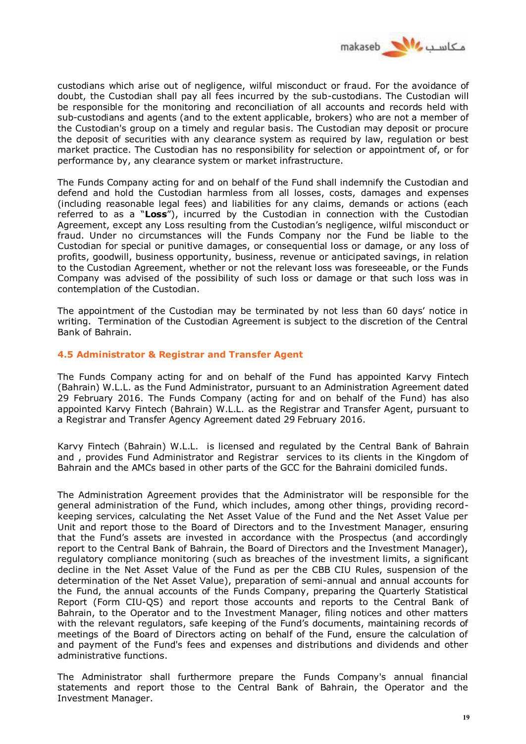custodians which arise out of negligence, wilful misconduct or fraud. For the avoidance of doubt, the Custodian shall pay all fees incurred by the sub-custodians. The Custodian will be responsible for the monitoring and reconciliation of all accounts and records held with sub-custodians and agents (and to the extent applicable, brokers) who are not a member of the Custodian's group on a timely and regular basis. The Custodian may deposit or procure the deposit of securities with any clearance system as required by law, regulation or best market practice. The Custodian has no responsibility for selection or appointment of, or for performance by, any clearance system or market infrastructure.

The Funds Company acting for and on behalf of the Fund shall indemnify the Custodian and defend and hold the Custodian harmless from all losses, costs, damages and expenses (including reasonable legal fees) and liabilities for any claims, demands or actions (each referred to as a "**Loss**"), incurred by the Custodian in connection with the Custodian Agreement, except any Loss resulting from the Custodian's negligence, wilful misconduct or fraud. Under no circumstances will the Funds Company nor the Fund be liable to the Custodian for special or punitive damages, or consequential loss or damage, or any loss of profits, goodwill, business opportunity, business, revenue or anticipated savings, in relation to the Custodian Agreement, whether or not the relevant loss was foreseeable, or the Funds Company was advised of the possibility of such loss or damage or that such loss was in contemplation of the Custodian.

The appointment of the Custodian may be terminated by not less than 60 days' notice in writing. Termination of the Custodian Agreement is subject to the discretion of the Central Bank of Bahrain.

### 4.5 Administrator & Registrar and Transfer Agent

The Funds Company acting for and on behalf of the Fund has appointed Karvy Fintech (Bahrain) W.L.L. as the Fund Administrator, pursuant to an Administration Agreement dated 29 February 2016. The Funds Company (acting for and on behalf of the Fund) has also appointed Karvy Fintech (Bahrain) W.L.L. as the Registrar and Transfer Agent, pursuant to a Registrar and Transfer Agency Agreement dated 29 February 2016.

Karvy Fintech (Bahrain) W.L.L. is licensed and regulated by the Central Bank of Bahrain and , provides Fund Administrator and Registrar services to its clients in the Kingdom of Bahrain and the AMCs based in other parts of the GCC for the Bahraini domiciled funds.

The Administration Agreement provides that the Administrator will be responsible for the general administration of the Fund, which includes, among other things, providing record-keeping services, calculating the Net Asset Value of the Fund and the Net Asset Value per Unit and report those to the Board of Directors and to the Investment Manager, ensuring that the Fund's assets are invested in accordance with the Prospectus (and accordingly report to the Central Bank of Bahrain, the Board of Directors and the Investment Manager), regulatory compliance monitoring (such as breaches of the investment limits, a significant decline in the Net Asset Value of the Fund as per the CBB CIU Rules, suspension of the determination of the Net Asset Value), preparation of semi-annual and annual accounts for the Fund, the annual accounts of the Funds Company, preparing the Quarterly Statistical Report (Form CIU-QS) and report those accounts and reports to the Central Bank of Bahrain, to the Operator and to the Investment Manager, filing notices and other matters with the relevant regulators, safe keeping of the Fund's documents, maintaining records of meetings of the Board of Directors acting on behalf of the Fund, ensure the calculation of and payment of the Fund's fees and expenses and distributions and dividends and other administrative functions.

The Administrator shall furthermore prepare the Funds Company's annual financial statements and report those to the Central Bank of Bahrain, the Operator and the Investment Manager.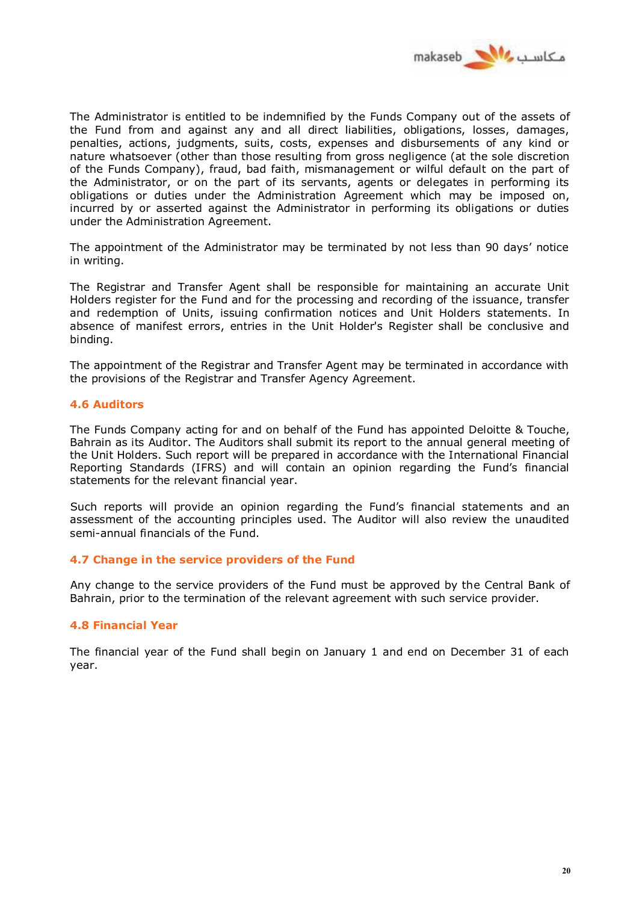The Administrator is entitled to be indemnified by the Funds Company out of the assets of the Fund from and against any and all direct liabilities, obligations, losses, damages, penalties, actions, judgments, suits, costs, expenses and disbursements of any kind or nature whatsoever (other than those resulting from gross negligence (at the sole discretion of the Funds Company), fraud, bad faith, mismanagement or wilful default on the part of the Administrator, or on the part of its servants, agents or delegates in performing its obligations or duties under the Administration Agreement which may be imposed on, incurred by or asserted against the Administrator in performing its obligations or duties under the Administration Agreement.

The appointment of the Administrator may be terminated by not less than 90 days' notice in writing.

The Registrar and Transfer Agent shall be responsible for maintaining an accurate Unit Holders register for the Fund and for the processing and recording of the issuance, transfer and redemption of Units, issuing confirmation notices and Unit Holders statements. In absence of manifest errors, entries in the Unit Holder's Register shall be conclusive and binding.

The appointment of the Registrar and Transfer Agent may be terminated in accordance with the provisions of the Registrar and Transfer Agency Agreement.

### 4.6 Auditors

The Funds Company acting for and on behalf of the Fund has appointed Deloitte & Touche, Bahrain as its Auditor. The Auditors shall submit its report to the annual general meeting of the Unit Holders. Such report will be prepared in accordance with the International Financial Reporting Standards (IFRS) and will contain an opinion regarding the Fund's financial statements for the relevant financial year.

Such reports will provide an opinion regarding the Fund's financial statements and an assessment of the accounting principles used. The Auditor will also review the unaudited semi-annual financials of the Fund.

### 4.7 Change in the service providers of the Fund

Any change to the service providers of the Fund must be approved by the Central Bank of Bahrain, prior to the termination of the relevant agreement with such service provider.

### 4.8 Financial Year

The financial year of the Fund shall begin on January 1 and end on December 31 of each year.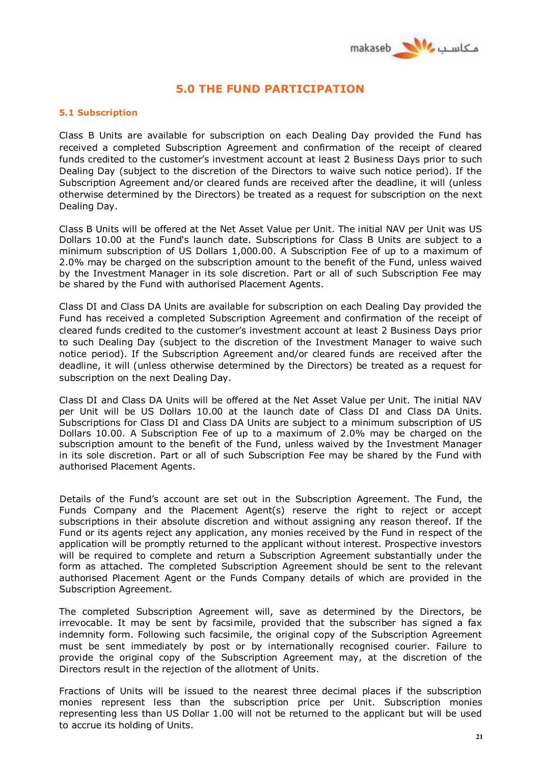## 5.0 THE FUND PARTICIPATION

### 5.1 Subscription

Class B Units are available for subscription on each Dealing Day provided the Fund has received a completed Subscription Agreement and confirmation of the receipt of cleared funds credited to the customer's investment account at least 2 Business Days prior to such Dealing Day (subject to the discretion of the Directors to waive such notice period). If the Subscription Agreement and/or cleared funds are received after the deadline, it will (unless otherwise determined by the Directors) be treated as a request for subscription on the next Dealing Day.

Class B Units will be offered at the Net Asset Value per Unit. The initial NAV per Unit was US Dollars 10.00 at the Fund's launch date. Subscriptions for Class B Units are subject to a minimum subscription of US Dollars 1,000.00. A Subscription Fee of up to a maximum of 2.0% may be charged on the subscription amount to the benefit of the Fund, unless waived by the Investment Manager in its sole discretion. Part or all of such Subscription Fee may be shared by the Fund with authorised Placement Agents.

Class DI and Class DA Units are available for subscription on each Dealing Day provided the Fund has received a completed Subscription Agreement and confirmation of the receipt of cleared funds credited to the customer's investment account at least 2 Business Days prior to such Dealing Day (subject to the discretion of the Investment Manager to waive such notice period). If the Subscription Agreement and/or cleared funds are received after the deadline, it will (unless otherwise determined by the Directors) be treated as a request for subscription on the next Dealing Day.

Class DI and Class DA Units will be offered at the Net Asset Value per Unit. The initial NAV per Unit will be US Dollars 10.00 at the launch date of Class DI and Class DA Units. Subscriptions for Class DI and Class DA Units are subject to a minimum subscription of US Dollars 10.00. A Subscription Fee of up to a maximum of 2.0% may be charged on the subscription amount to the benefit of the Fund, unless waived by the Investment Manager in its sole discretion. Part or all of such Subscription Fee may be shared by the Fund with authorised Placement Agents.

Details of the Fund's account are set out in the Subscription Agreement. The Fund, the Funds Company and the Placement Agent(s) reserve the right to reject or accept subscriptions in their absolute discretion and without assigning any reason thereof. If the Fund or its agents reject any application, any monies received by the Fund in respect of the application will be promptly returned to the applicant without interest. Prospective investors will be required to complete and return a Subscription Agreement substantially under the form as attached. The completed Subscription Agreement should be sent to the relevant authorised Placement Agent or the Funds Company details of which are provided in the Subscription Agreement.

The completed Subscription Agreement will, save as determined by the Directors, be irrevocable. It may be sent by facsimile, provided that the subscriber has signed a fax indemnity form. Following such facsimile, the original copy of the Subscription Agreement must be sent immediately by post or by internationally recognised courier. Failure to provide the original copy of the Subscription Agreement may, at the discretion of the Directors result in the rejection of the allotment of Units.

Fractions of Units will be issued to the nearest three decimal places if the subscription monies represent less than the subscription price per Unit. Subscription monies representing less than US Dollar 1.00 will not be returned to the applicant but will be used to accrue its holding of Units.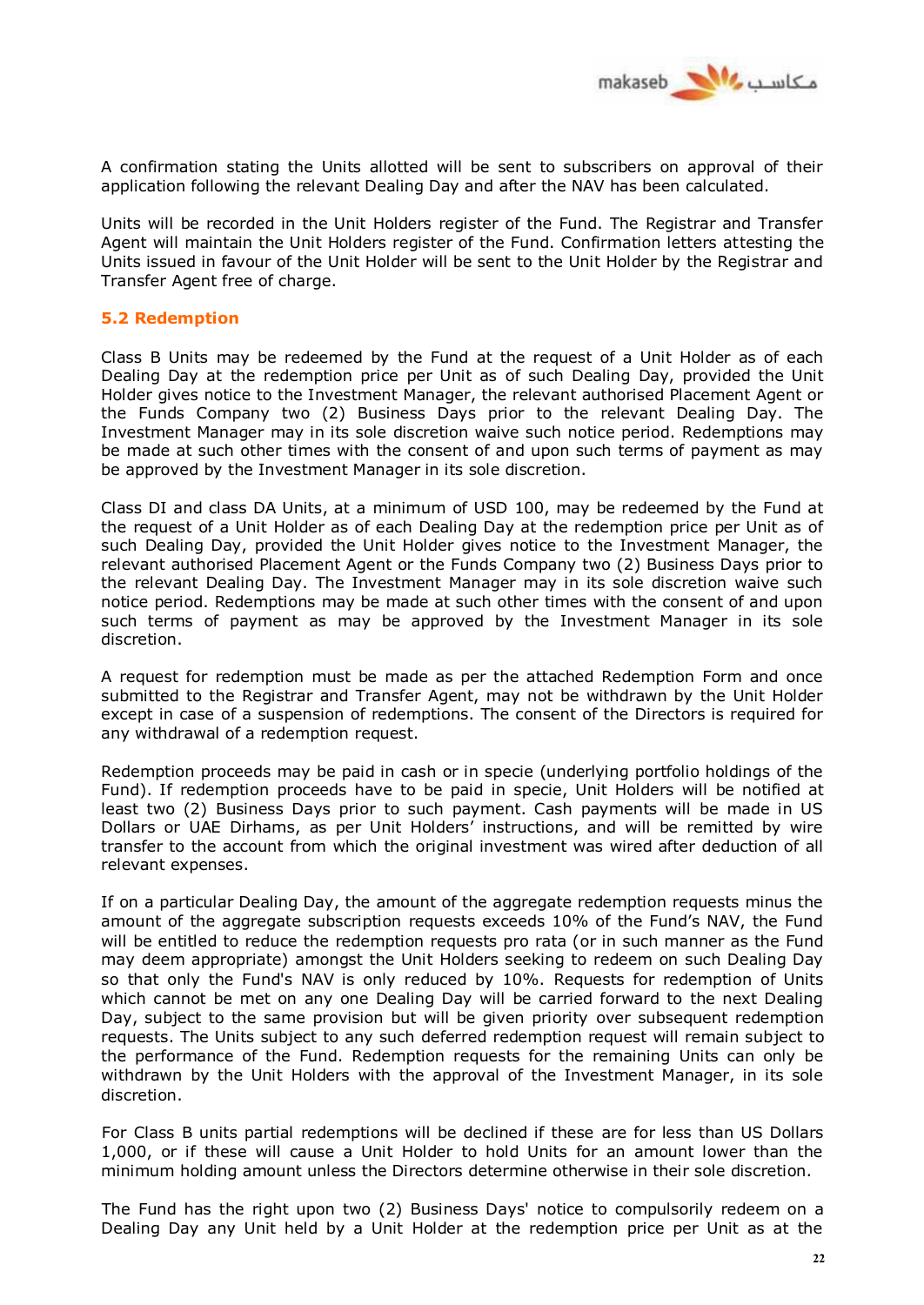A confirmation stating the Units allotted will be sent to subscribers on approval of their application following the relevant Dealing Day and after the NAV has been calculated.

Units will be recorded in the Unit Holders register of the Fund. The Registrar and Transfer Agent will maintain the Unit Holders register of the Fund. Confirmation letters attesting the Units issued in favour of the Unit Holder will be sent to the Unit Holder by the Registrar and Transfer Agent free of charge.

## 5.2 Redemption

Class B Units may be redeemed by the Fund at the request of a Unit Holder as of each Dealing Day at the redemption price per Unit as of such Dealing Day, provided the Unit Holder gives notice to the Investment Manager, the relevant authorised Placement Agent or the Funds Company two (2) Business Days prior to the relevant Dealing Day. The Investment Manager may in its sole discretion waive such notice period. Redemptions may be made at such other times with the consent of and upon such terms of payment as may be approved by the Investment Manager in its sole discretion.

Class DI and class DA Units, at a minimum of USD 100, may be redeemed by the Fund at the request of a Unit Holder as of each Dealing Day at the redemption price per Unit as of such Dealing Day, provided the Unit Holder gives notice to the Investment Manager, the relevant authorised Placement Agent or the Funds Company two (2) Business Days prior to the relevant Dealing Day. The Investment Manager may in its sole discretion waive such notice period. Redemptions may be made at such other times with the consent of and upon such terms of payment as may be approved by the Investment Manager in its sole discretion.

A request for redemption must be made as per the attached Redemption Form and once submitted to the Registrar and Transfer Agent, may not be withdrawn by the Unit Holder except in case of a suspension of redemptions. The consent of the Directors is required for any withdrawal of a redemption request.

Redemption proceeds may be paid in cash or in specie (underlying portfolio holdings of the Fund). If redemption proceeds have to be paid in specie, Unit Holders will be notified at least two (2) Business Days prior to such payment. Cash payments will be made in US Dollars or UAE Dirhams, as per Unit Holders' instructions, and will be remitted by wire transfer to the account from which the original investment was wired after deduction of all relevant expenses.

If on a particular Dealing Day, the amount of the aggregate redemption requests minus the amount of the aggregate subscription requests exceeds 10% of the Fund's NAV, the Fund will be entitled to reduce the redemption requests pro rata (or in such manner as the Fund may deem appropriate) amongst the Unit Holders seeking to redeem on such Dealing Day so that only the Fund's NAV is only reduced by 10%. Requests for redemption of Units which cannot be met on any one Dealing Day will be carried forward to the next Dealing Day, subject to the same provision but will be given priority over subsequent redemption requests. The Units subject to any such deferred redemption request will remain subject to the performance of the Fund. Redemption requests for the remaining Units can only be withdrawn by the Unit Holders with the approval of the Investment Manager, in its sole discretion.

For Class B units partial redemptions will be declined if these are for less than US Dollars 1,000, or if these will cause a Unit Holder to hold Units for an amount lower than the minimum holding amount unless the Directors determine otherwise in their sole discretion.

The Fund has the right upon two (2) Business Days' notice to compulsorily redeem on a Dealing Day any Unit held by a Unit Holder at the redemption price per Unit as at the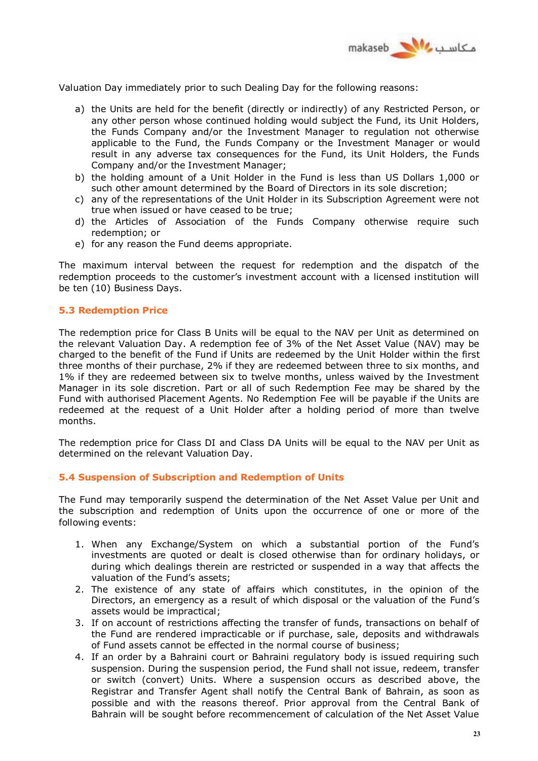Valuation Day immediately prior to such Dealing Day for the following reasons:

a) the Units are held for the benefit (directly or indirectly) of any Restricted Person, or any other person whose continued holding would subject the Fund, its Unit Holders, the Funds Company and/or the Investment Manager to regulation not otherwise applicable to the Fund, the Funds Company or the Investment Manager or would result in any adverse tax consequences for the Fund, its Unit Holders, the Funds Company and/or the Investment Manager;
b) the holding amount of a Unit Holder in the Fund is less than US Dollars 1,000 or such other amount determined by the Board of Directors in its sole discretion;
c) any of the representations of the Unit Holder in its Subscription Agreement were not true when issued or have ceased to be true;
d) the Articles of Association of the Funds Company otherwise require such redemption; or
e) for any reason the Fund deems appropriate.

The maximum interval between the request for redemption and the dispatch of the redemption proceeds to the customer's investment account with a licensed institution will be ten (10) Business Days.

## 5.3 Redemption Price

The redemption price for Class B Units will be equal to the NAV per Unit as determined on the relevant Valuation Day. A redemption fee of 3% of the Net Asset Value (NAV) may be charged to the benefit of the Fund if Units are redeemed by the Unit Holder within the first three months of their purchase, 2% if they are redeemed between three to six months, and 1% if they are redeemed between six to twelve months, unless waived by the Investment Manager in its sole discretion. Part or all of such Redemption Fee may be shared by the Fund with authorised Placement Agents. No Redemption Fee will be payable if the Units are redeemed at the request of a Unit Holder after a holding period of more than twelve months.

The redemption price for Class DI and Class DA Units will be equal to the NAV per Unit as determined on the relevant Valuation Day.

## 5.4 Suspension of Subscription and Redemption of Units

The Fund may temporarily suspend the determination of the Net Asset Value per Unit and the subscription and redemption of Units upon the occurrence of one or more of the following events:

1. When any Exchange/System on which a substantial portion of the Fund's investments are quoted or dealt is closed otherwise than for ordinary holidays, or during which dealings therein are restricted or suspended in a way that affects the valuation of the Fund's assets;
2. The existence of any state of affairs which constitutes, in the opinion of the Directors, an emergency as a result of which disposal or the valuation of the Fund's assets would be impractical;
3. If on account of restrictions affecting the transfer of funds, transactions on behalf of the Fund are rendered impracticable or if purchase, sale, deposits and withdrawals of Fund assets cannot be effected in the normal course of business;
4. If an order by a Bahraini court or Bahraini regulatory body is issued requiring such suspension. During the suspension period, the Fund shall not issue, redeem, transfer or switch (convert) Units. Where a suspension occurs as described above, the Registrar and Transfer Agent shall notify the Central Bank of Bahrain, as soon as possible and with the reasons thereof. Prior approval from the Central Bank of Bahrain will be sought before recommencement of calculation of the Net Asset Value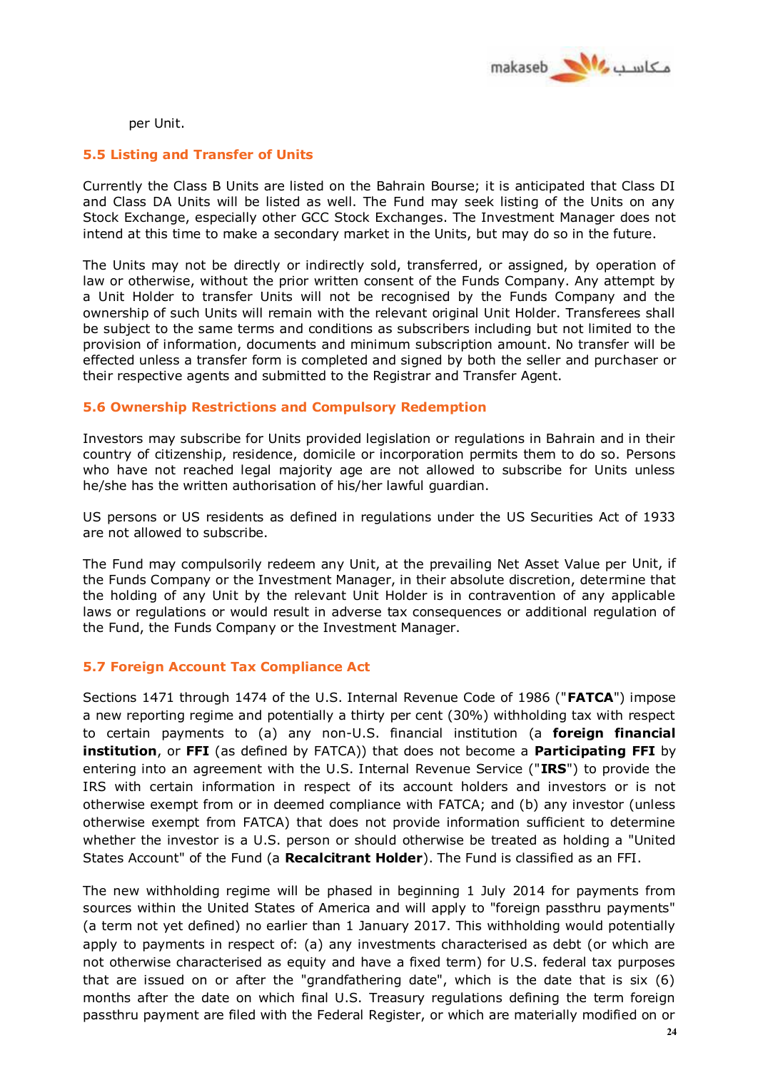per Unit.

### 5.5 Listing and Transfer of Units

Currently the Class B Units are listed on the Bahrain Bourse; it is anticipated that Class DI and Class DA Units will be listed as well. The Fund may seek listing of the Units on any Stock Exchange, especially other GCC Stock Exchanges. The Investment Manager does not intend at this time to make a secondary market in the Units, but may do so in the future.

The Units may not be directly or indirectly sold, transferred, or assigned, by operation of law or otherwise, without the prior written consent of the Funds Company. Any attempt by a Unit Holder to transfer Units will not be recognised by the Funds Company and the ownership of such Units will remain with the relevant original Unit Holder. Transferees shall be subject to the same terms and conditions as subscribers including but not limited to the provision of information, documents and minimum subscription amount. No transfer will be effected unless a transfer form is completed and signed by both the seller and purchaser or their respective agents and submitted to the Registrar and Transfer Agent.

### 5.6 Ownership Restrictions and Compulsory Redemption

Investors may subscribe for Units provided legislation or regulations in Bahrain and in their country of citizenship, residence, domicile or incorporation permits them to do so. Persons who have not reached legal majority age are not allowed to subscribe for Units unless he/she has the written authorisation of his/her lawful guardian.

US persons or US residents as defined in regulations under the US Securities Act of 1933 are not allowed to subscribe.

The Fund may compulsorily redeem any Unit, at the prevailing Net Asset Value per Unit, if the Funds Company or the Investment Manager, in their absolute discretion, determine that the holding of any Unit by the relevant Unit Holder is in contravention of any applicable laws or regulations or would result in adverse tax consequences or additional regulation of the Fund, the Funds Company or the Investment Manager.

### 5.7 Foreign Account Tax Compliance Act

Sections 1471 through 1474 of the U.S. Internal Revenue Code of 1986 ("**FATCA**") impose a new reporting regime and potentially a thirty per cent (30%) withholding tax with respect to certain payments to (a) any non-U.S. financial institution (a **foreign financial institution**, or **FFI** (as defined by FATCA)) that does not become a **Participating FFI** by entering into an agreement with the U.S. Internal Revenue Service ("**IRS**") to provide the IRS with certain information in respect of its account holders and investors or is not otherwise exempt from or in deemed compliance with FATCA; and (b) any investor (unless otherwise exempt from FATCA) that does not provide information sufficient to determine whether the investor is a U.S. person or should otherwise be treated as holding a "United States Account" of the Fund (a **Recalcitrant Holder**). The Fund is classified as an FFI.

The new withholding regime will be phased in beginning 1 July 2014 for payments from sources within the United States of America and will apply to "foreign passthru payments" (a term not yet defined) no earlier than 1 January 2017. This withholding would potentially apply to payments in respect of: (a) any investments characterised as debt (or which are not otherwise characterised as equity and have a fixed term) for U.S. federal tax purposes that are issued on or after the "grandfathering date", which is the date that is six (6) months after the date on which final U.S. Treasury regulations defining the term foreign passthru payment are filed with the Federal Register, or which are materially modified on or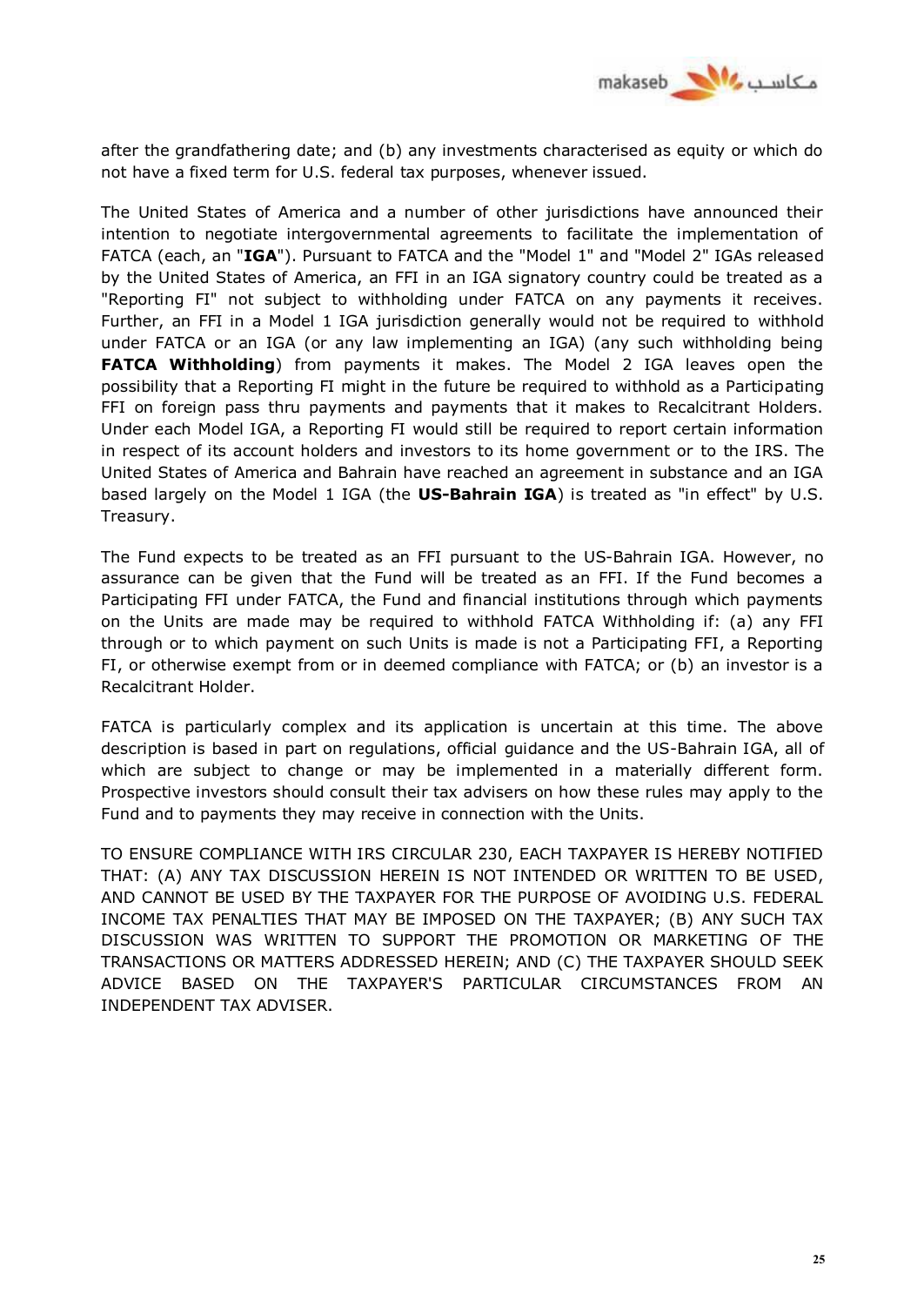after the grandfathering date; and (b) any investments characterised as equity or which do not have a fixed term for U.S. federal tax purposes, whenever issued.

The United States of America and a number of other jurisdictions have announced their intention to negotiate intergovernmental agreements to facilitate the implementation of FATCA (each, an "**IGA**"). Pursuant to FATCA and the "Model 1" and "Model 2" IGAs released by the United States of America, an FFI in an IGA signatory country could be treated as a "Reporting FI" not subject to withholding under FATCA on any payments it receives. Further, an FFI in a Model 1 IGA jurisdiction generally would not be required to withhold under FATCA or an IGA (or any law implementing an IGA) (any such withholding being **FATCA Withholding**) from payments it makes. The Model 2 IGA leaves open the possibility that a Reporting FI might in the future be required to withhold as a Participating FFI on foreign pass thru payments and payments that it makes to Recalcitrant Holders. Under each Model IGA, a Reporting FI would still be required to report certain information in respect of its account holders and investors to its home government or to the IRS. The United States of America and Bahrain have reached an agreement in substance and an IGA based largely on the Model 1 IGA (the **US-Bahrain IGA**) is treated as "in effect" by U.S. Treasury.

The Fund expects to be treated as an FFI pursuant to the US-Bahrain IGA. However, no assurance can be given that the Fund will be treated as an FFI. If the Fund becomes a Participating FFI under FATCA, the Fund and financial institutions through which payments on the Units are made may be required to withhold FATCA Withholding if: (a) any FFI through or to which payment on such Units is made is not a Participating FFI, a Reporting FI, or otherwise exempt from or in deemed compliance with FATCA; or (b) an investor is a Recalcitrant Holder.

FATCA is particularly complex and its application is uncertain at this time. The above description is based in part on regulations, official guidance and the US-Bahrain IGA, all of which are subject to change or may be implemented in a materially different form. Prospective investors should consult their tax advisers on how these rules may apply to the Fund and to payments they may receive in connection with the Units.

TO ENSURE COMPLIANCE WITH IRS CIRCULAR 230, EACH TAXPAYER IS HEREBY NOTIFIED THAT: (A) ANY TAX DISCUSSION HEREIN IS NOT INTENDED OR WRITTEN TO BE USED, AND CANNOT BE USED BY THE TAXPAYER FOR THE PURPOSE OF AVOIDING U.S. FEDERAL INCOME TAX PENALTIES THAT MAY BE IMPOSED ON THE TAXPAYER; (B) ANY SUCH TAX DISCUSSION WAS WRITTEN TO SUPPORT THE PROMOTION OR MARKETING OF THE TRANSACTIONS OR MATTERS ADDRESSED HEREIN; AND (C) THE TAXPAYER SHOULD SEEK ADVICE BASED ON THE TAXPAYER'S PARTICULAR CIRCUMSTANCES FROM AN INDEPENDENT TAX ADVISER.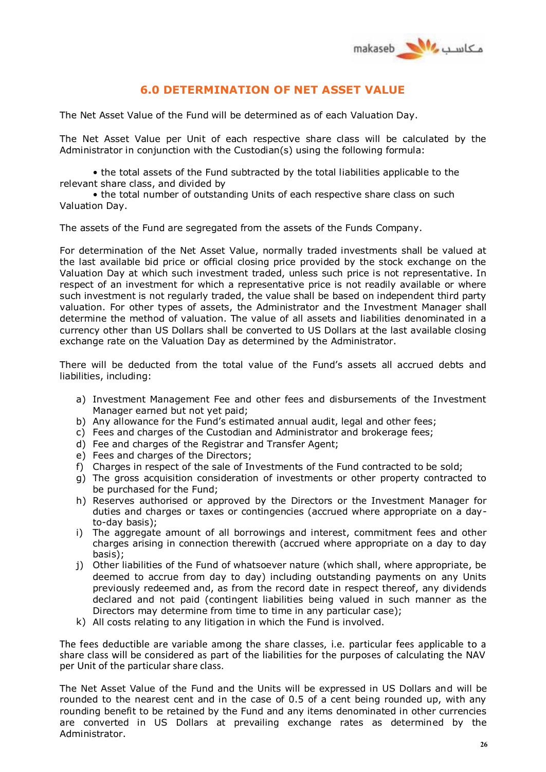# 6.0 DETERMINATION OF NET ASSET VALUE

The Net Asset Value of the Fund will be determined as of each Valuation Day.

The Net Asset Value per Unit of each respective share class will be calculated by the Administrator in conjunction with the Custodian(s) using the following formula:

- the total assets of the Fund subtracted by the total liabilities applicable to the relevant share class, and divided by
- the total number of outstanding Units of each respective share class on such Valuation Day.

The assets of the Fund are segregated from the assets of the Funds Company.

For determination of the Net Asset Value, normally traded investments shall be valued at the last available bid price or official closing price provided by the stock exchange on the Valuation Day at which such investment traded, unless such price is not representative. In respect of an investment for which a representative price is not readily available or where such investment is not regularly traded, the value shall be based on independent third party valuation. For other types of assets, the Administrator and the Investment Manager shall determine the method of valuation. The value of all assets and liabilities denominated in a currency other than US Dollars shall be converted to US Dollars at the last available closing exchange rate on the Valuation Day as determined by the Administrator.

There will be deducted from the total value of the Fund's assets all accrued debts and liabilities, including:

a) Investment Management Fee and other fees and disbursements of the Investment Manager earned but not yet paid;
b) Any allowance for the Fund's estimated annual audit, legal and other fees;
c) Fees and charges of the Custodian and Administrator and brokerage fees;
d) Fee and charges of the Registrar and Transfer Agent;
e) Fees and charges of the Directors;
f) Charges in respect of the sale of Investments of the Fund contracted to be sold;
g) The gross acquisition consideration of investments or other property contracted to be purchased for the Fund;
h) Reserves authorised or approved by the Directors or the Investment Manager for duties and charges or taxes or contingencies (accrued where appropriate on a day-to-day basis);
i) The aggregate amount of all borrowings and interest, commitment fees and other charges arising in connection therewith (accrued where appropriate on a day to day basis);
j) Other liabilities of the Fund of whatsoever nature (which shall, where appropriate, be deemed to accrue from day to day) including outstanding payments on any Units previously redeemed and, as from the record date in respect thereof, any dividends declared and not paid (contingent liabilities being valued in such manner as the Directors may determine from time to time in any particular case);
k) All costs relating to any litigation in which the Fund is involved.

The fees deductible are variable among the share classes, i.e. particular fees applicable to a share class will be considered as part of the liabilities for the purposes of calculating the NAV per Unit of the particular share class.

The Net Asset Value of the Fund and the Units will be expressed in US Dollars and will be rounded to the nearest cent and in the case of 0.5 of a cent being rounded up, with any rounding benefit to be retained by the Fund and any items denominated in other currencies are converted in US Dollars at prevailing exchange rates as determined by the Administrator.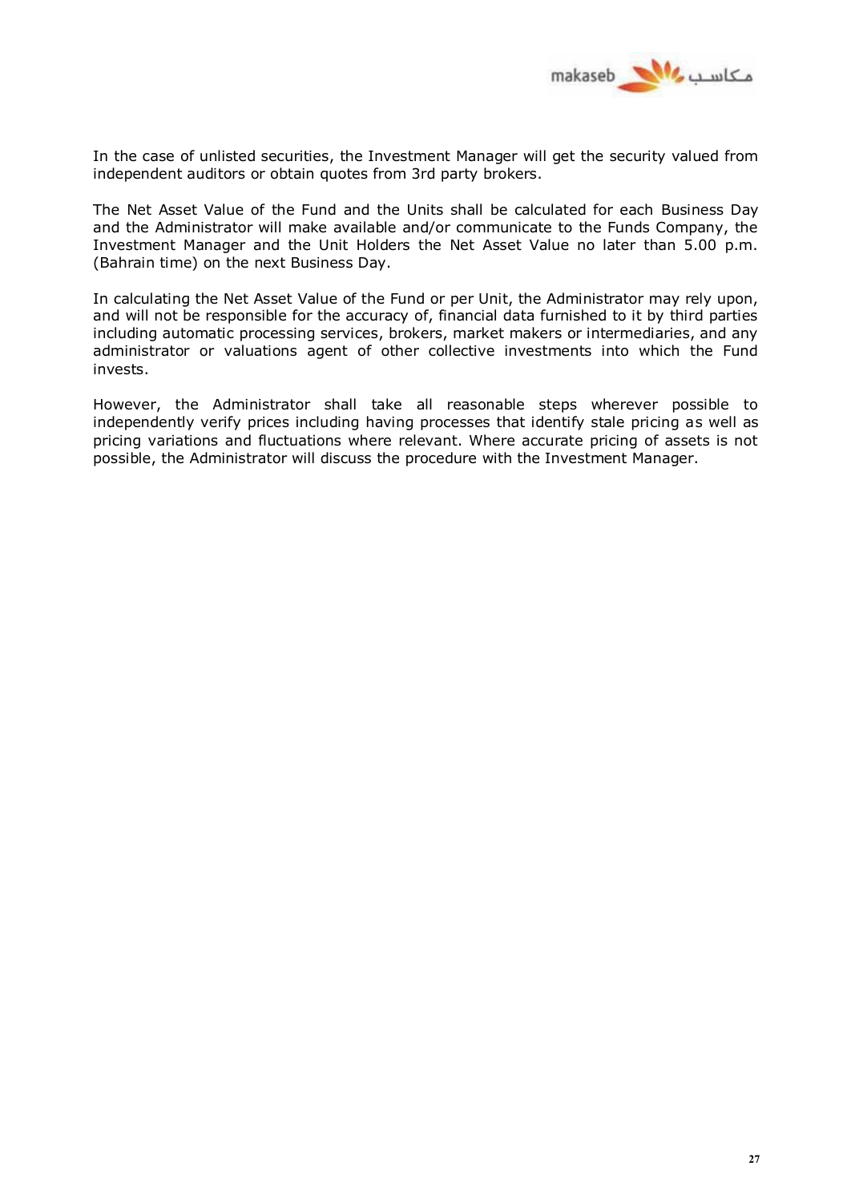In the case of unlisted securities, the Investment Manager will get the security valued from independent auditors or obtain quotes from 3rd party brokers.

The Net Asset Value of the Fund and the Units shall be calculated for each Business Day and the Administrator will make available and/or communicate to the Funds Company, the Investment Manager and the Unit Holders the Net Asset Value no later than 5.00 p.m. (Bahrain time) on the next Business Day.

In calculating the Net Asset Value of the Fund or per Unit, the Administrator may rely upon, and will not be responsible for the accuracy of, financial data furnished to it by third parties including automatic processing services, brokers, market makers or intermediaries, and any administrator or valuations agent of other collective investments into which the Fund invests.

However, the Administrator shall take all reasonable steps wherever possible to independently verify prices including having processes that identify stale pricing as well as pricing variations and fluctuations where relevant. Where accurate pricing of assets is not possible, the Administrator will discuss the procedure with the Investment Manager.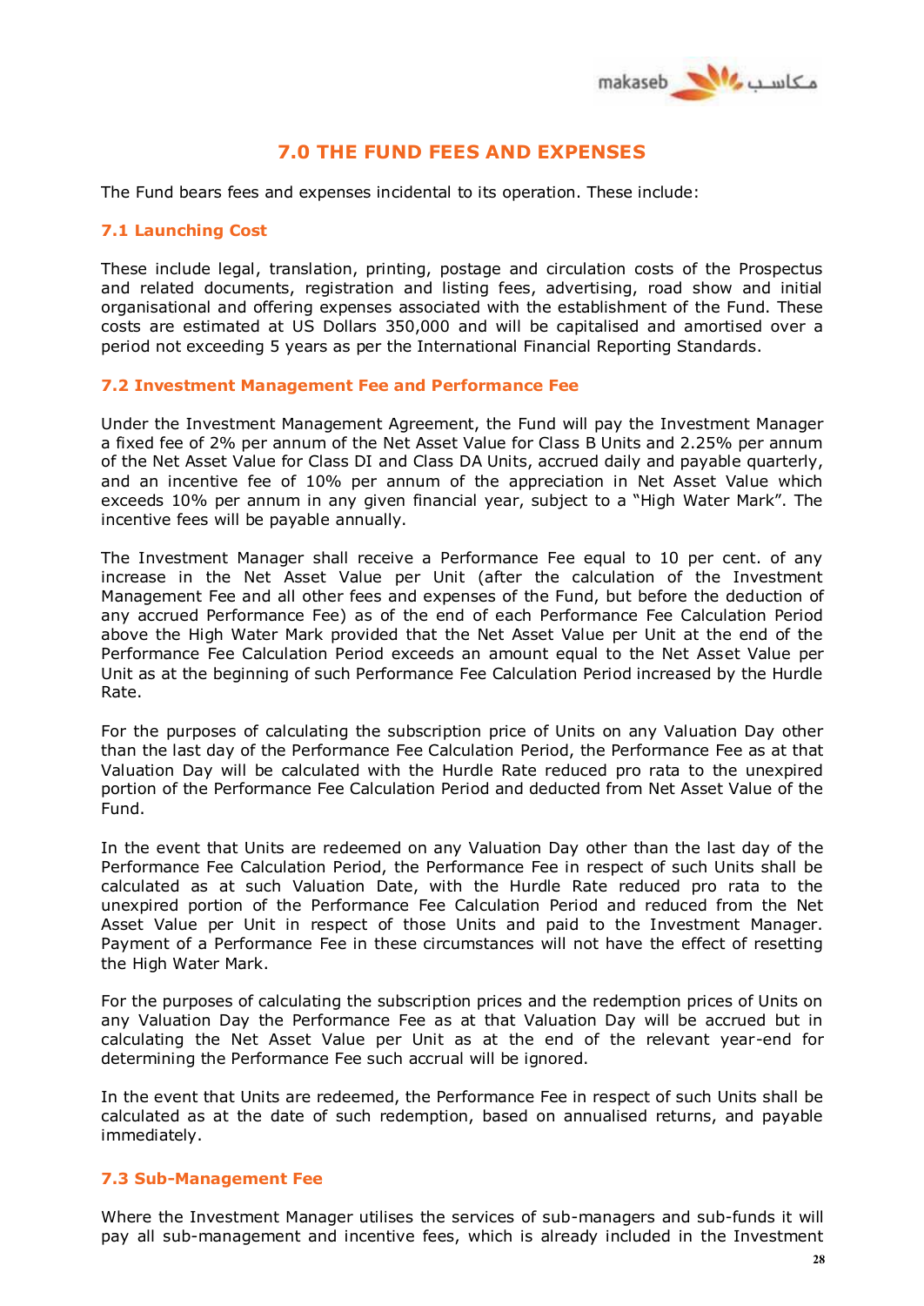## 7.0 THE FUND FEES AND EXPENSES

The Fund bears fees and expenses incidental to its operation. These include:

### 7.1 Launching Cost

These include legal, translation, printing, postage and circulation costs of the Prospectus and related documents, registration and listing fees, advertising, road show and initial organisational and offering expenses associated with the establishment of the Fund. These costs are estimated at US Dollars 350,000 and will be capitalised and amortised over a period not exceeding 5 years as per the International Financial Reporting Standards.

### 7.2 Investment Management Fee and Performance Fee

Under the Investment Management Agreement, the Fund will pay the Investment Manager a fixed fee of 2% per annum of the Net Asset Value for Class B Units and 2.25% per annum of the Net Asset Value for Class DI and Class DA Units, accrued daily and payable quarterly, and an incentive fee of 10% per annum of the appreciation in Net Asset Value which exceeds 10% per annum in any given financial year, subject to a "High Water Mark". The incentive fees will be payable annually.

The Investment Manager shall receive a Performance Fee equal to 10 per cent. of any increase in the Net Asset Value per Unit (after the calculation of the Investment Management Fee and all other fees and expenses of the Fund, but before the deduction of any accrued Performance Fee) as of the end of each Performance Fee Calculation Period above the High Water Mark provided that the Net Asset Value per Unit at the end of the Performance Fee Calculation Period exceeds an amount equal to the Net Asset Value per Unit as at the beginning of such Performance Fee Calculation Period increased by the Hurdle Rate.

For the purposes of calculating the subscription price of Units on any Valuation Day other than the last day of the Performance Fee Calculation Period, the Performance Fee as at that Valuation Day will be calculated with the Hurdle Rate reduced pro rata to the unexpired portion of the Performance Fee Calculation Period and deducted from Net Asset Value of the Fund.

In the event that Units are redeemed on any Valuation Day other than the last day of the Performance Fee Calculation Period, the Performance Fee in respect of such Units shall be calculated as at such Valuation Date, with the Hurdle Rate reduced pro rata to the unexpired portion of the Performance Fee Calculation Period and reduced from the Net Asset Value per Unit in respect of those Units and paid to the Investment Manager. Payment of a Performance Fee in these circumstances will not have the effect of resetting the High Water Mark.

For the purposes of calculating the subscription prices and the redemption prices of Units on any Valuation Day the Performance Fee as at that Valuation Day will be accrued but in calculating the Net Asset Value per Unit as at the end of the relevant year-end for determining the Performance Fee such accrual will be ignored.

In the event that Units are redeemed, the Performance Fee in respect of such Units shall be calculated as at the date of such redemption, based on annualised returns, and payable immediately.

### 7.3 Sub-Management Fee

Where the Investment Manager utilises the services of sub-managers and sub-funds it will pay all sub-management and incentive fees, which is already included in the Investment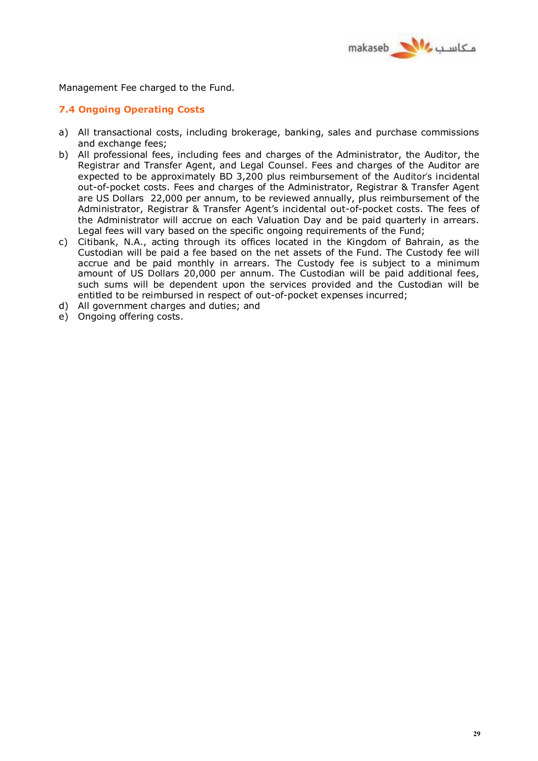Management Fee charged to the Fund.

### 7.4 Ongoing Operating Costs

a) All transactional costs, including brokerage, banking, sales and purchase commissions and exchange fees;
b) All professional fees, including fees and charges of the Administrator, the Auditor, the Registrar and Transfer Agent, and Legal Counsel. Fees and charges of the Auditor are expected to be approximately BD 3,200 plus reimbursement of the Auditor's incidental out-of-pocket costs. Fees and charges of the Administrator, Registrar & Transfer Agent are US Dollars 22,000 per annum, to be reviewed annually, plus reimbursement of the Administrator, Registrar & Transfer Agent's incidental out-of-pocket costs. The fees of the Administrator will accrue on each Valuation Day and be paid quarterly in arrears. Legal fees will vary based on the specific ongoing requirements of the Fund;
c) Citibank, N.A., acting through its offices located in the Kingdom of Bahrain, as the Custodian will be paid a fee based on the net assets of the Fund. The Custody fee will accrue and be paid monthly in arrears. The Custody fee is subject to a minimum amount of US Dollars 20,000 per annum. The Custodian will be paid additional fees, such sums will be dependent upon the services provided and the Custodian will be entitled to be reimbursed in respect of out-of-pocket expenses incurred;
d) All government charges and duties; and
e) Ongoing offering costs.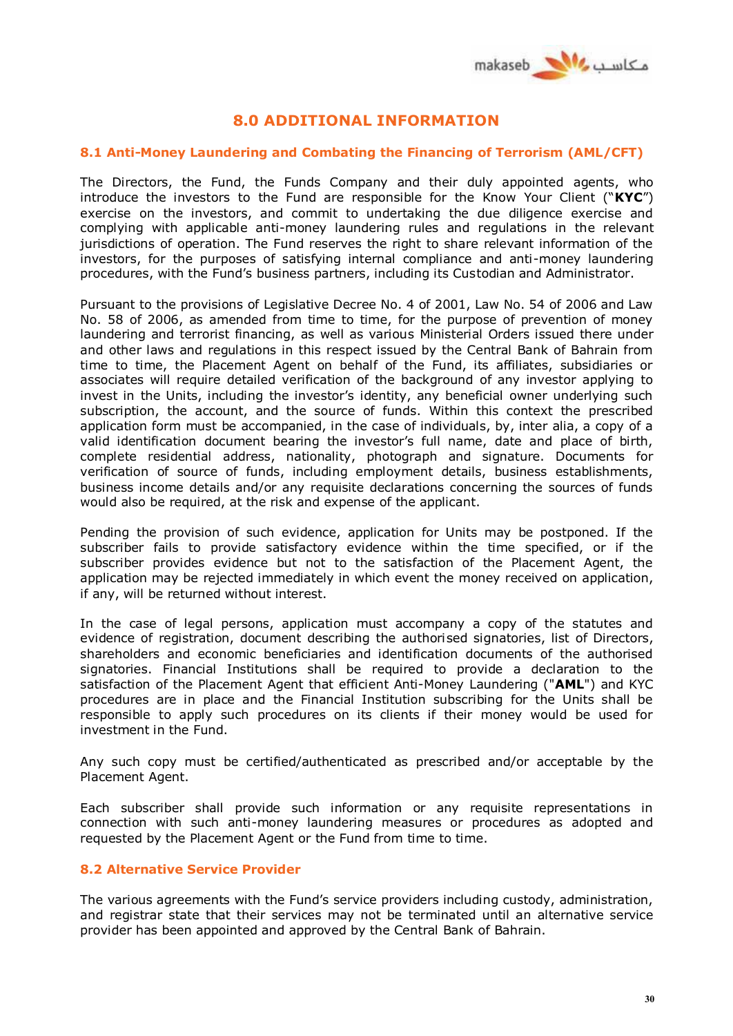# 8.0 ADDITIONAL INFORMATION

## 8.1 Anti-Money Laundering and Combating the Financing of Terrorism (AML/CFT)

The Directors, the Fund, the Funds Company and their duly appointed agents, who introduce the investors to the Fund are responsible for the Know Your Client ("**KYC**") exercise on the investors, and commit to undertaking the due diligence exercise and complying with applicable anti-money laundering rules and regulations in the relevant jurisdictions of operation. The Fund reserves the right to share relevant information of the investors, for the purposes of satisfying internal compliance and anti-money laundering procedures, with the Fund's business partners, including its Custodian and Administrator.

Pursuant to the provisions of Legislative Decree No. 4 of 2001, Law No. 54 of 2006 and Law No. 58 of 2006, as amended from time to time, for the purpose of prevention of money laundering and terrorist financing, as well as various Ministerial Orders issued there under and other laws and regulations in this respect issued by the Central Bank of Bahrain from time to time, the Placement Agent on behalf of the Fund, its affiliates, subsidiaries or associates will require detailed verification of the background of any investor applying to invest in the Units, including the investor's identity, any beneficial owner underlying such subscription, the account, and the source of funds. Within this context the prescribed application form must be accompanied, in the case of individuals, by, inter alia, a copy of a valid identification document bearing the investor's full name, date and place of birth, complete residential address, nationality, photograph and signature. Documents for verification of source of funds, including employment details, business establishments, business income details and/or any requisite declarations concerning the sources of funds would also be required, at the risk and expense of the applicant.

Pending the provision of such evidence, application for Units may be postponed. If the subscriber fails to provide satisfactory evidence within the time specified, or if the subscriber provides evidence but not to the satisfaction of the Placement Agent, the application may be rejected immediately in which event the money received on application, if any, will be returned without interest.

In the case of legal persons, application must accompany a copy of the statutes and evidence of registration, document describing the authorised signatories, list of Directors, shareholders and economic beneficiaries and identification documents of the authorised signatories. Financial Institutions shall be required to provide a declaration to the satisfaction of the Placement Agent that efficient Anti-Money Laundering ("**AML**") and KYC procedures are in place and the Financial Institution subscribing for the Units shall be responsible to apply such procedures on its clients if their money would be used for investment in the Fund.

Any such copy must be certified/authenticated as prescribed and/or acceptable by the Placement Agent.

Each subscriber shall provide such information or any requisite representations in connection with such anti-money laundering measures or procedures as adopted and requested by the Placement Agent or the Fund from time to time.

## 8.2 Alternative Service Provider

The various agreements with the Fund's service providers including custody, administration, and registrar state that their services may not be terminated until an alternative service provider has been appointed and approved by the Central Bank of Bahrain.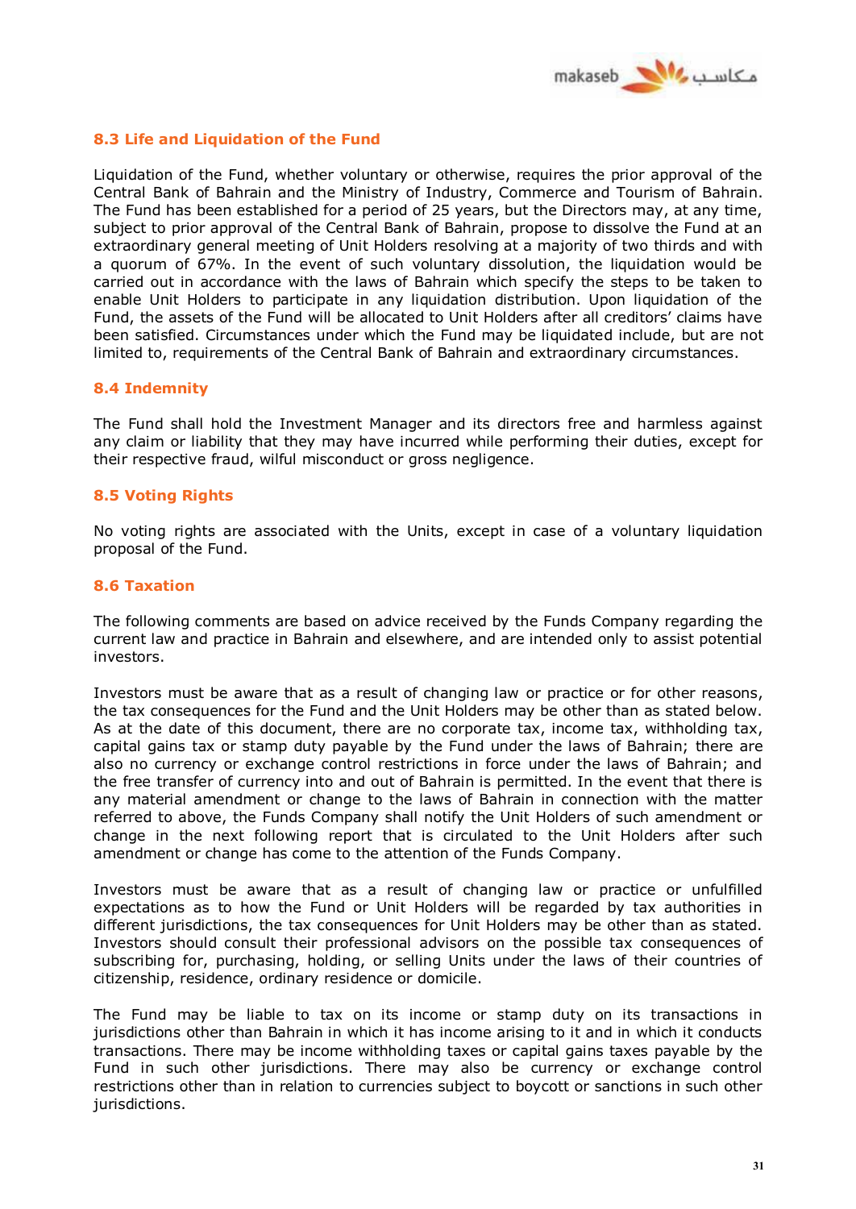### 8.3 Life and Liquidation of the Fund

Liquidation of the Fund, whether voluntary or otherwise, requires the prior approval of the Central Bank of Bahrain and the Ministry of Industry, Commerce and Tourism of Bahrain. The Fund has been established for a period of 25 years, but the Directors may, at any time, subject to prior approval of the Central Bank of Bahrain, propose to dissolve the Fund at an extraordinary general meeting of Unit Holders resolving at a majority of two thirds and with a quorum of 67%. In the event of such voluntary dissolution, the liquidation would be carried out in accordance with the laws of Bahrain which specify the steps to be taken to enable Unit Holders to participate in any liquidation distribution. Upon liquidation of the Fund, the assets of the Fund will be allocated to Unit Holders after all creditors' claims have been satisfied. Circumstances under which the Fund may be liquidated include, but are not limited to, requirements of the Central Bank of Bahrain and extraordinary circumstances.

### 8.4 Indemnity

The Fund shall hold the Investment Manager and its directors free and harmless against any claim or liability that they may have incurred while performing their duties, except for their respective fraud, wilful misconduct or gross negligence.

### 8.5 Voting Rights

No voting rights are associated with the Units, except in case of a voluntary liquidation proposal of the Fund.

### 8.6 Taxation

The following comments are based on advice received by the Funds Company regarding the current law and practice in Bahrain and elsewhere, and are intended only to assist potential investors.

Investors must be aware that as a result of changing law or practice or for other reasons, the tax consequences for the Fund and the Unit Holders may be other than as stated below. As at the date of this document, there are no corporate tax, income tax, withholding tax, capital gains tax or stamp duty payable by the Fund under the laws of Bahrain; there are also no currency or exchange control restrictions in force under the laws of Bahrain; and the free transfer of currency into and out of Bahrain is permitted. In the event that there is any material amendment or change to the laws of Bahrain in connection with the matter referred to above, the Funds Company shall notify the Unit Holders of such amendment or change in the next following report that is circulated to the Unit Holders after such amendment or change has come to the attention of the Funds Company.

Investors must be aware that as a result of changing law or practice or unfulfilled expectations as to how the Fund or Unit Holders will be regarded by tax authorities in different jurisdictions, the tax consequences for Unit Holders may be other than as stated. Investors should consult their professional advisors on the possible tax consequences of subscribing for, purchasing, holding, or selling Units under the laws of their countries of citizenship, residence, ordinary residence or domicile.

The Fund may be liable to tax on its income or stamp duty on its transactions in jurisdictions other than Bahrain in which it has income arising to it and in which it conducts transactions. There may be income withholding taxes or capital gains taxes payable by the Fund in such other jurisdictions. There may also be currency or exchange control restrictions other than in relation to currencies subject to boycott or sanctions in such other jurisdictions.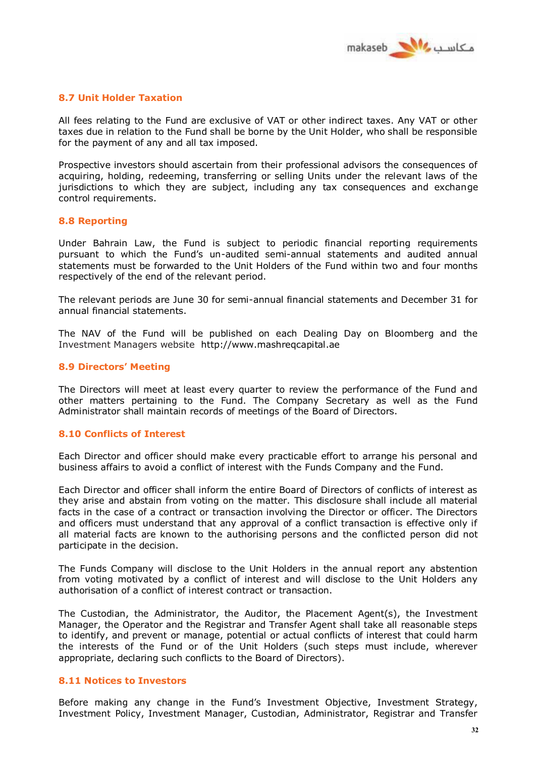### 8.7 Unit Holder Taxation

All fees relating to the Fund are exclusive of VAT or other indirect taxes. Any VAT or other taxes due in relation to the Fund shall be borne by the Unit Holder, who shall be responsible for the payment of any and all tax imposed.

Prospective investors should ascertain from their professional advisors the consequences of acquiring, holding, redeeming, transferring or selling Units under the relevant laws of the jurisdictions to which they are subject, including any tax consequences and exchange control requirements.

### 8.8 Reporting

Under Bahrain Law, the Fund is subject to periodic financial reporting requirements pursuant to which the Fund's un-audited semi-annual statements and audited annual statements must be forwarded to the Unit Holders of the Fund within two and four months respectively of the end of the relevant period.

The relevant periods are June 30 for semi-annual financial statements and December 31 for annual financial statements.

The NAV of the Fund will be published on each Dealing Day on Bloomberg and the Investment Managers website http://www.mashreqcapital.ae

### 8.9 Directors' Meeting

The Directors will meet at least every quarter to review the performance of the Fund and other matters pertaining to the Fund. The Company Secretary as well as the Fund Administrator shall maintain records of meetings of the Board of Directors.

### 8.10 Conflicts of Interest

Each Director and officer should make every practicable effort to arrange his personal and business affairs to avoid a conflict of interest with the Funds Company and the Fund.

Each Director and officer shall inform the entire Board of Directors of conflicts of interest as they arise and abstain from voting on the matter. This disclosure shall include all material facts in the case of a contract or transaction involving the Director or officer. The Directors and officers must understand that any approval of a conflict transaction is effective only if all material facts are known to the authorising persons and the conflicted person did not participate in the decision.

The Funds Company will disclose to the Unit Holders in the annual report any abstention from voting motivated by a conflict of interest and will disclose to the Unit Holders any authorisation of a conflict of interest contract or transaction.

The Custodian, the Administrator, the Auditor, the Placement Agent(s), the Investment Manager, the Operator and the Registrar and Transfer Agent shall take all reasonable steps to identify, and prevent or manage, potential or actual conflicts of interest that could harm the interests of the Fund or of the Unit Holders (such steps must include, wherever appropriate, declaring such conflicts to the Board of Directors).

### 8.11 Notices to Investors

Before making any change in the Fund's Investment Objective, Investment Strategy, Investment Policy, Investment Manager, Custodian, Administrator, Registrar and Transfer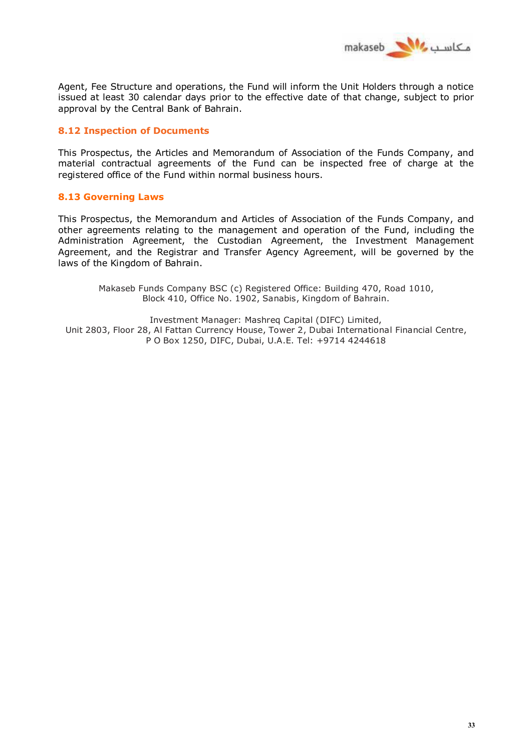Agent, Fee Structure and operations, the Fund will inform the Unit Holders through a notice issued at least 30 calendar days prior to the effective date of that change, subject to prior approval by the Central Bank of Bahrain.

### 8.12 Inspection of Documents

This Prospectus, the Articles and Memorandum of Association of the Funds Company, and material contractual agreements of the Fund can be inspected free of charge at the registered office of the Fund within normal business hours.

### 8.13 Governing Laws

This Prospectus, the Memorandum and Articles of Association of the Funds Company, and other agreements relating to the management and operation of the Fund, including the Administration Agreement, the Custodian Agreement, the Investment Management Agreement, and the Registrar and Transfer Agency Agreement, will be governed by the laws of the Kingdom of Bahrain.

Makaseb Funds Company BSC (c) Registered Office: Building 470, Road 1010,
Block 410, Office No. 1902, Sanabis, Kingdom of Bahrain.

Investment Manager: Mashreq Capital (DIFC) Limited,
Unit 2803, Floor 28, Al Fattan Currency House, Tower 2, Dubai International Financial Centre,
P O Box 1250, DIFC, Dubai, U.A.E. Tel: +9714 4244618